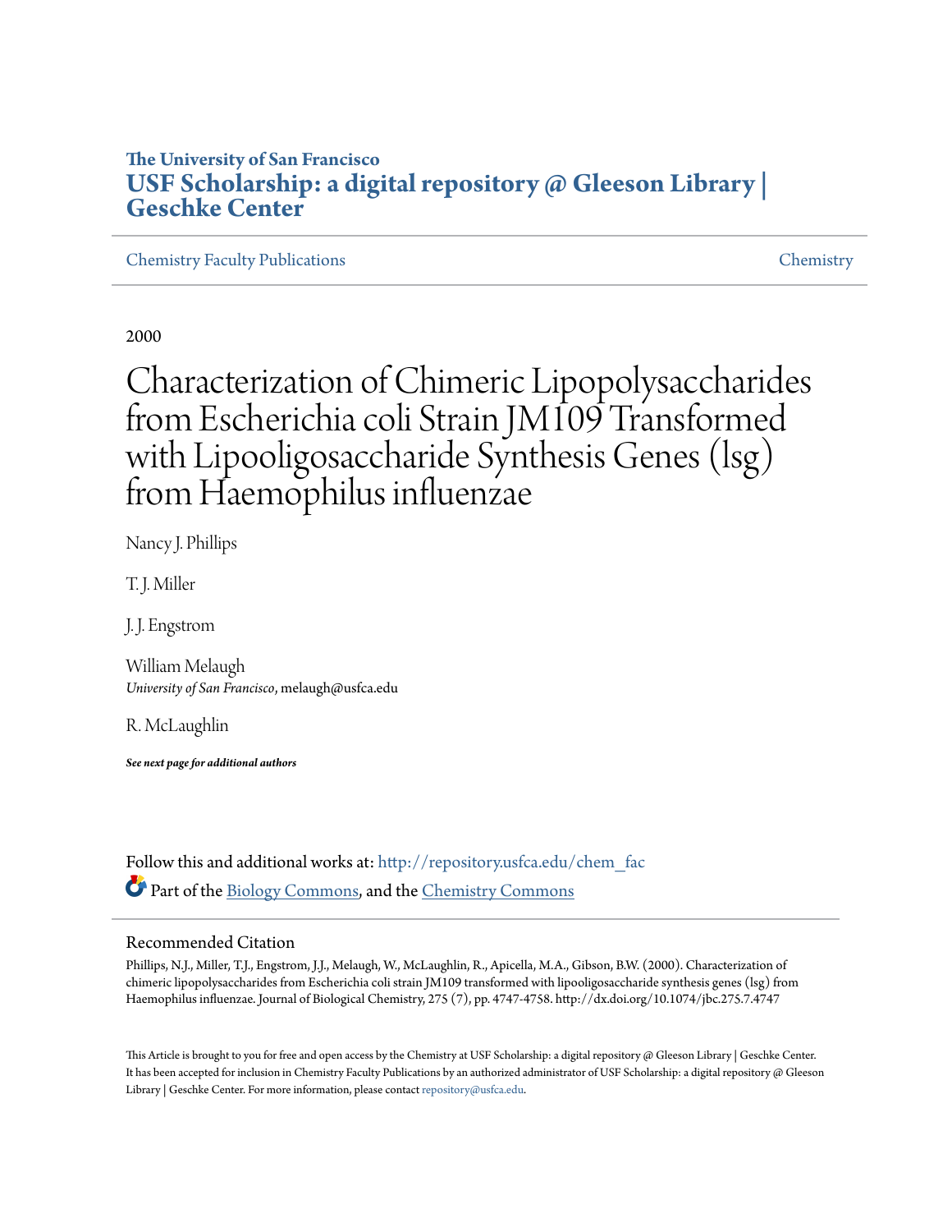The University of San Francisco

**USF Scholarship: a digital repository @ Gleeson Library | Geschke Center**

Chemistry Faculty Publications | Chemistry

2000

# Characterization of Chimeric Lipopolysaccharides from Escherichia coli Strain JM109 Transformed with Lipooligosaccharide Synthesis Genes (lsg) from Haemophilus influenzae

Nancy J. Phillips

T. J. Miller

J. J. Engstrom

William Melaugh
*University of San Francisco*, melaugh@usfca.edu

R. McLaughlin

***See next page for additional authors***

Follow this and additional works at: http://repository.usfca.edu/chem_fac

Part of the Biology Commons, and the Chemistry Commons

## Recommended Citation

Phillips, N.J., Miller, T.J., Engstrom, J.J., Melaugh, W., McLaughlin, R., Apicella, M.A., Gibson, B.W. (2000). Characterization of chimeric lipopolysaccharides from Escherichia coli strain JM109 transformed with lipooligosaccharide synthesis genes (lsg) from Haemophilus influenzae. Journal of Biological Chemistry, 275 (7), pp. 4747-4758. http://dx.doi.org/10.1074/jbc.275.7.4747

This Article is brought to you for free and open access by the Chemistry at USF Scholarship: a digital repository @ Gleeson Library | Geschke Center. It has been accepted for inclusion in Chemistry Faculty Publications by an authorized administrator of USF Scholarship: a digital repository @ Gleeson Library | Geschke Center. For more information, please contact repository@usfca.edu.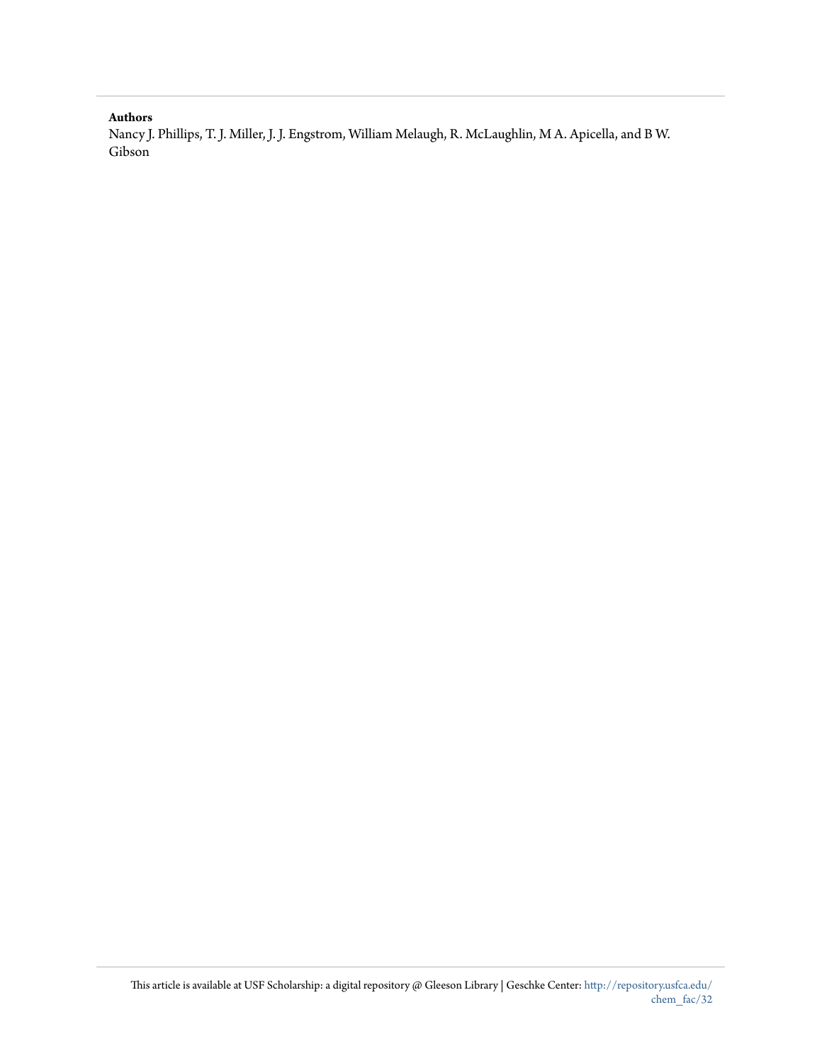**Authors**

Nancy J. Phillips, T. J. Miller, J. J. Engstrom, William Melaugh, R. McLaughlin, M A. Apicella, and B W. Gibson

This article is available at USF Scholarship: a digital repository @ Gleeson Library | Geschke Center: http://repository.usfca.edu/chem_fac/32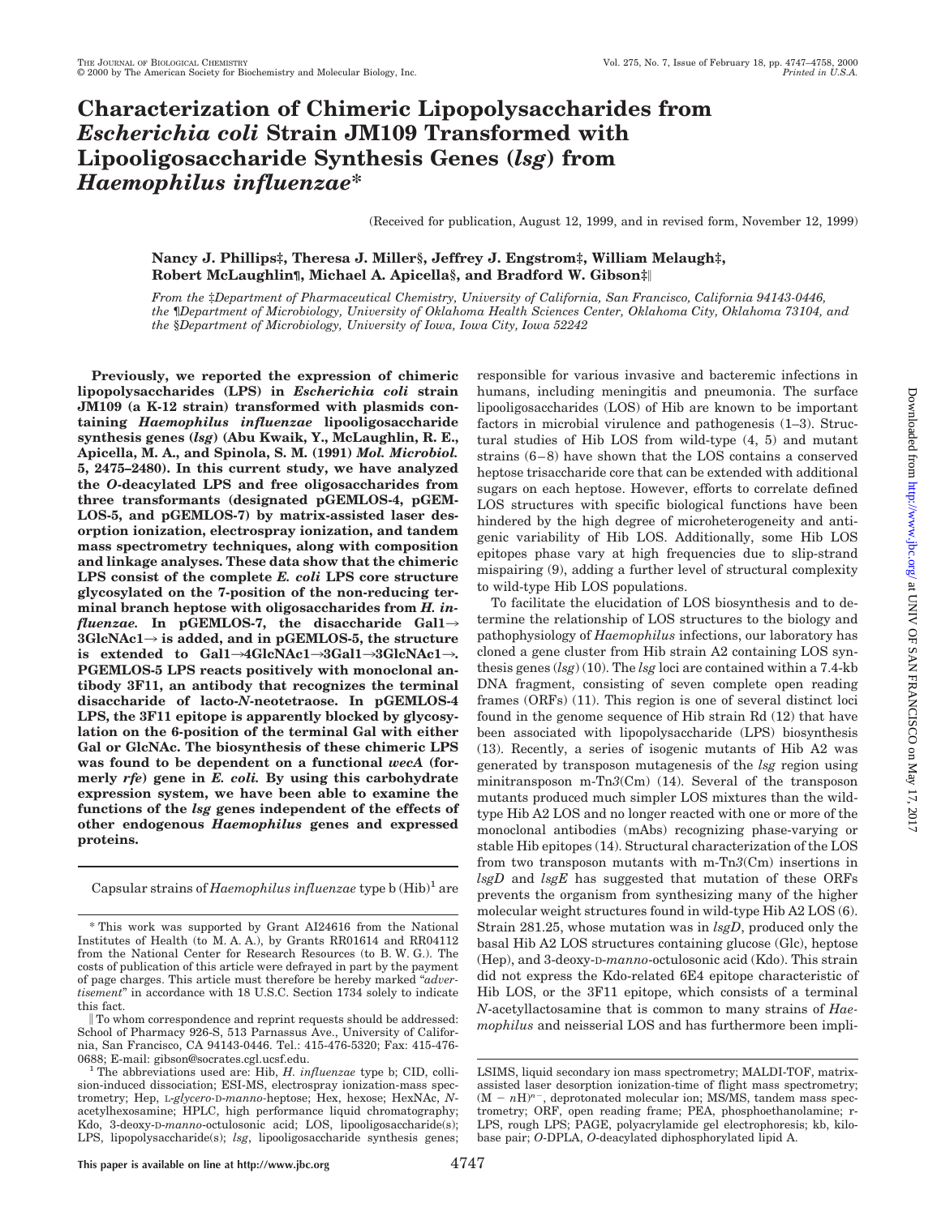# Characterization of Chimeric Lipopolysaccharides from *Escherichia coli* Strain JM109 Transformed with Lipooligosaccharide Synthesis Genes (*lsg*) from *Haemophilus influenzae**

(Received for publication, August 12, 1999, and in revised form, November 12, 1999)

**Nancy J. Phillips‡, Theresa J. Miller§, Jeffrey J. Engstrom‡, William Melaugh‡, Robert McLaughlin¶, Michael A. Apicella§, and Bradford W. Gibson‡‖**

*From the ‡Department of Pharmaceutical Chemistry, University of California, San Francisco, California 94143-0446, the ¶Department of Microbiology, University of Oklahoma Health Sciences Center, Oklahoma City, Oklahoma 73104, and the §Department of Microbiology, University of Iowa, Iowa City, Iowa 52242*

**Previously, we reported the expression of chimeric lipopolysaccharides (LPS) in *Escherichia coli* strain JM109 (a K-12 strain) transformed with plasmids containing *Haemophilus influenzae* lipooligosaccharide synthesis genes (*lsg*) (Abu Kwaik, Y., McLaughlin, R. E., Apicella, M. A., and Spinola, S. M. (1991) *Mol. Microbiol.* 5, 2475–2480). In this current study, we have analyzed the *O*-deacylated LPS and free oligosaccharides from three transformants (designated pGEMLOS-4, pGEMLOS-5, and pGEMLOS-7) by matrix-assisted laser desorption ionization, electrospray ionization, and tandem mass spectrometry techniques, along with composition and linkage analyses. These data show that the chimeric LPS consist of the complete *E. coli* LPS core structure glycosylated on the 7-position of the non-reducing terminal branch heptose with oligosaccharides from *H. influenzae.* In pGEMLOS-7, the disaccharide Gal1→3GlcNAc1→ is added, and in pGEMLOS-5, the structure is extended to Gal1→4GlcNAc1→3Gal1→3GlcNAc1→. PGEMLOS-5 LPS reacts positively with monoclonal antibody 3F11, an antibody that recognizes the terminal disaccharide of lacto-*N*-neotetraose. In pGEMLOS-4 LPS, the 3F11 epitope is apparently blocked by glycosylation on the 6-position of the terminal Gal with either Gal or GlcNAc. The biosynthesis of these chimeric LPS was found to be dependent on a functional *wecA* (formerly *rfe*) gene in *E. coli.* By using this carbohydrate expression system, we have been able to examine the functions of the *lsg* genes independent of the effects of other endogenous *Haemophilus* genes and expressed proteins.**

Capsular strains of *Haemophilus influenzae* type b (Hib)[1] are responsible for various invasive and bacteremic infections in humans, including meningitis and pneumonia. The surface lipooligosaccharides (LOS) of Hib are known to be important factors in microbial virulence and pathogenesis (1–3). Structural studies of Hib LOS from wild-type (4, 5) and mutant strains (6–8) have shown that the LOS contains a conserved heptose trisaccharide core that can be extended with additional sugars on each heptose. However, efforts to correlate defined LOS structures with specific biological functions have been hindered by the high degree of microheterogeneity and antigenic variability of Hib LOS. Additionally, some Hib LOS epitopes phase vary at high frequencies due to slip-strand mispairing (9), adding a further level of structural complexity to wild-type Hib LOS populations.

To facilitate the elucidation of LOS biosynthesis and to determine the relationship of LOS structures to the biology and pathophysiology of *Haemophilus* infections, our laboratory has cloned a gene cluster from Hib strain A2 containing LOS synthesis genes (*lsg*) (10). The *lsg* loci are contained within a 7.4-kb DNA fragment, consisting of seven complete open reading frames (ORFs) (11). This region is one of several distinct loci found in the genome sequence of Hib strain Rd (12) that have been associated with lipopolysaccharide (LPS) biosynthesis (13). Recently, a series of isogenic mutants of Hib A2 was generated by transposon mutagenesis of the *lsg* region using minitransposon m-Tn*3*(Cm) (14). Several of the transposon mutants produced much simpler LOS mixtures than the wild-type Hib A2 LOS and no longer reacted with one or more of the monoclonal antibodies (mAbs) recognizing phase-varying or stable Hib epitopes (14). Structural characterization of the LOS from two transposon mutants with m-Tn*3*(Cm) insertions in *lsgD* and *lsgE* has suggested that mutation of these ORFs prevents the organism from synthesizing many of the higher molecular weight structures found in wild-type Hib A2 LOS (6). Strain 281.25, whose mutation was in *lsgD*, produced only the basal Hib A2 LOS structures containing glucose (Glc), heptose (Hep), and 3-deoxy-D-*manno*-octulosonic acid (Kdo). This strain did not express the Kdo-related 6E4 epitope characteristic of Hib LOS, or the 3F11 epitope, which consists of a terminal *N*-acetyllactosamine that is common to many strains of *Haemophilus* and neisserial LOS and has furthermore been impli-

---

\* This work was supported by Grant AI24616 from the National Institutes of Health (to M. A. A.), by Grants RR01614 and RR04112 from the National Center for Research Resources (to B. W. G.). The costs of publication of this article were defrayed in part by the payment of page charges. This article must therefore be hereby marked "*advertisement*" in accordance with 18 U.S.C. Section 1734 solely to indicate this fact.

‖ To whom correspondence and reprint requests should be addressed: School of Pharmacy 926-S, 513 Parnassus Ave., University of California, San Francisco, CA 94143-0446. Tel.: 415-476-5320; Fax: 415-476-0688; E-mail: gibson@socrates.cgl.ucsf.edu.

[1] The abbreviations used are: Hib, *H. influenzae* type b; CID, collision-induced dissociation; ESI-MS, electrospray ionization-mass spectrometry; Hep, L-*glycero*-D-*manno*-heptose; Hex, hexose; HexNAc, *N*-acetylhexosamine; HPLC, high performance liquid chromatography; Kdo, 3-deoxy-D-*manno*-octulosonic acid; LOS, lipooligosaccharide(s); LPS, lipopolysaccharide(s); *lsg*, lipooligosaccharide synthesis genes; LSIMS, liquid secondary ion mass spectrometry; MALDI-TOF, matrix-assisted laser desorption ionization-time of flight mass spectrometry; $(M - nH)^{n-}$, deprotonated molecular ion; MS/MS, tandem mass spectrometry; ORF, open reading frame; PEA, phosphoethanolamine; r-LPS, rough LPS; PAGE, polyacrylamide gel electrophoresis; kb, kilobase pair; *O*-DPLA, *O*-deacylated diphosphorylated lipid A.

This paper is available on line at http://www.jbc.org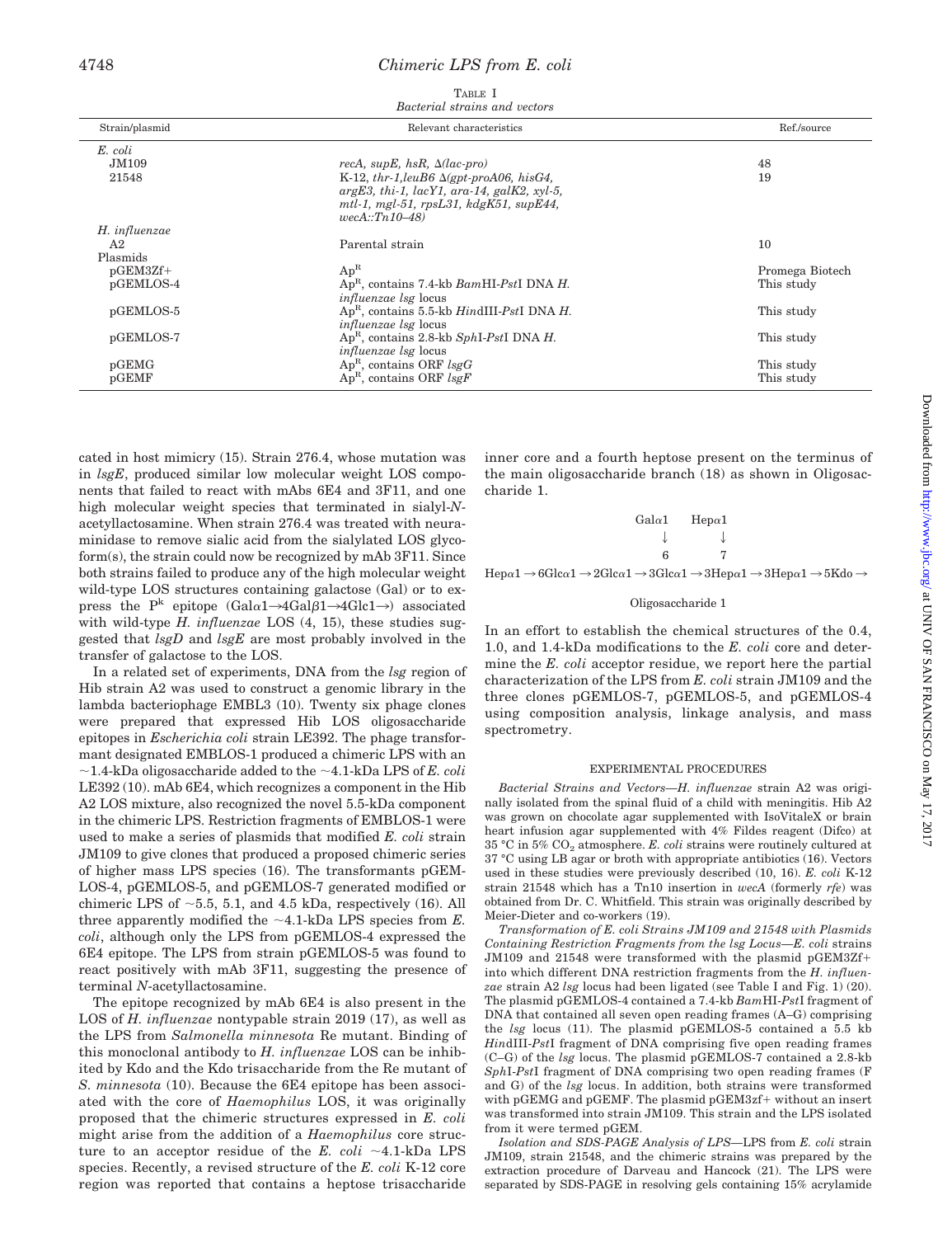TABLE I
*Bacterial strains and vectors*

| Strain/plasmid | Relevant characteristics | Ref./source |
|---|---|---|
| *E. coli* | | |
| JM109 | *recA, supE, hsR,* Δ*(lac-pro)* | 48 |
| 21548 | K-12, *thr-1,leuB6* Δ*(gpt-proA06, hisG4, argE3, thi-1, lacY1, ara-14, galK2, xyl-5, mtl-1, mgl-51, rpsL31, kdgK51, supE44, wecA::Tn10–48)* | 19 |
| *H. influenzae* | | |
| A2 | Parental strain | 10 |
| Plasmids | | |
| pGEM3Zf+ | Ap$^R$ | Promega Biotech |
| pGEMLOS-4 | Ap$^R$, contains 7.4-kb *Bam*HI-*Pst*I DNA *H. influenzae lsg* locus | This study |
| pGEMLOS-5 | Ap$^R$, contains 5.5-kb *Hin*dIII-*Pst*I DNA *H. influenzae lsg* locus | This study |
| pGEMLOS-7 | Ap$^R$, contains 2.8-kb *Sph*I-*Pst*I DNA *H. influenzae lsg* locus | This study |
| pGEMG | Ap$^R$, contains ORF *lsgG* | This study |
| pGEMF | Ap$^R$, contains ORF *lsgF* | This study |

cated in host mimicry (15). Strain 276.4, whose mutation was in *lsgE*, produced similar low molecular weight LOS components that failed to react with mAbs 6E4 and 3F11, and one high molecular weight species that terminated in sialyl-*N*-acetyllactosamine. When strain 276.4 was treated with neuraminidase to remove sialic acid from the sialylated LOS glycoform(s), the strain could now be recognized by mAb 3F11. Since both strains failed to produce any of the high molecular weight wild-type LOS structures containing galactose (Gal) or to express the P$^k$ epitope (Galα1→4Galβ1→4Glc1→) associated with wild-type *H. influenzae* LOS (4, 15), these studies suggested that *lsgD* and *lsgE* are most probably involved in the transfer of galactose to the LOS.

In a related set of experiments, DNA from the *lsg* region of Hib strain A2 was used to construct a genomic library in the lambda bacteriophage EMBL3 (10). Twenty six phage clones were prepared that expressed Hib LOS oligosaccharide epitopes in *Escherichia coli* strain LE392. The phage transformant designated EMBLOS-1 produced a chimeric LPS with an ~1.4-kDa oligosaccharide added to the ~4.1-kDa LPS of *E. coli* LE392 (10). mAb 6E4, which recognizes a component in the Hib A2 LOS mixture, also recognized the novel 5.5-kDa component in the chimeric LPS. Restriction fragments of EMBLOS-1 were used to make a series of plasmids that modified *E. coli* strain JM109 to give clones that produced a proposed chimeric series of higher mass LPS species (16). The transformants pGEMLOS-4, pGEMLOS-5, and pGEMLOS-7 generated modified or chimeric LPS of ~5.5, 5.1, and 4.5 kDa, respectively (16). All three apparently modified the ~4.1-kDa LPS species from *E. coli*, although only the LPS from pGEMLOS-4 expressed the 6E4 epitope. The LPS from strain pGEMLOS-5 was found to react positively with mAb 3F11, suggesting the presence of terminal *N*-acetyllactosamine.

The epitope recognized by mAb 6E4 is also present in the LOS of *H. influenzae* nontypable strain 2019 (17), as well as the LPS from *Salmonella minnesota* Re mutant. Binding of this monoclonal antibody to *H. influenzae* LOS can be inhibited by Kdo and the Kdo trisaccharide from the Re mutant of *S. minnesota* (10). Because the 6E4 epitope has been associated with the core of *Haemophilus* LOS, it was originally proposed that the chimeric structures expressed in *E. coli* might arise from the addition of a *Haemophilus* core structure to an acceptor residue of the *E. coli* ~4.1-kDa LPS species. Recently, a revised structure of the *E. coli* K-12 core region was reported that contains a heptose trisaccharide inner core and a fourth heptose present on the terminus of the main oligosaccharide branch (18) as shown in Oligosaccharide 1.

```
                              Galα1      Hepα1
                                ↓           ↓
                                6           7
Hepα1 → 6Glcα1 → 2Glcα1 → 3Glcα1 → 3Hepα1 → 3Hepα1 → 5Kdo →
```

Oligosaccharide 1

In an effort to establish the chemical structures of the 0.4, 1.0, and 1.4-kDa modifications to the *E. coli* core and determine the *E. coli* acceptor residue, we report here the partial characterization of the LPS from *E. coli* strain JM109 and the three clones pGEMLOS-7, pGEMLOS-5, and pGEMLOS-4 using composition analysis, linkage analysis, and mass spectrometry.

## EXPERIMENTAL PROCEDURES

*Bacterial Strains and Vectors*—*H. influenzae* strain A2 was originally isolated from the spinal fluid of a child with meningitis. Hib A2 was grown on chocolate agar supplemented with IsoVitaleX or brain heart infusion agar supplemented with 4% Fildes reagent (Difco) at 35 °C in 5% $CO_2$ atmosphere. *E. coli* strains were routinely cultured at 37 °C using LB agar or broth with appropriate antibiotics (16). Vectors used in these studies were previously described (10, 16). *E. coli* K-12 strain 21548 which has a Tn10 insertion in *wecA* (formerly *rfe*) was obtained from Dr. C. Whitfield. This strain was originally described by Meier-Dieter and co-workers (19).

*Transformation of E. coli Strains JM109 and 21548 with Plasmids Containing Restriction Fragments from the lsg Locus*—*E. coli* strains JM109 and 21548 were transformed with the plasmid pGEM3Zf+ into which different DNA restriction fragments from the *H. influenzae* strain A2 *lsg* locus had been ligated (see Table I and Fig. 1) (20). The plasmid pGEMLOS-4 contained a 7.4-kb *Bam*HI-*Pst*I fragment of DNA that contained all seven open reading frames (A–G) comprising the *lsg* locus (11). The plasmid pGEMLOS-5 contained a 5.5 kb *Hin*dIII-*Pst*I fragment of DNA comprising five open reading frames (C–G) of the *lsg* locus. The plasmid pGEMLOS-7 contained a 2.8-kb *Sph*I-*Pst*I fragment of DNA comprising two open reading frames (F and G) of the *lsg* locus. In addition, both strains were transformed with pGEMG and pGEMF. The plasmid pGEM3zf+ without an insert was transformed into strain JM109. This strain and the LPS isolated from it were termed pGEM.

*Isolation and SDS-PAGE Analysis of LPS*—LPS from *E. coli* strain JM109, strain 21548, and the chimeric strains was prepared by the extraction procedure of Darveau and Hancock (21). The LPS were separated by SDS-PAGE in resolving gels containing 15% acrylamide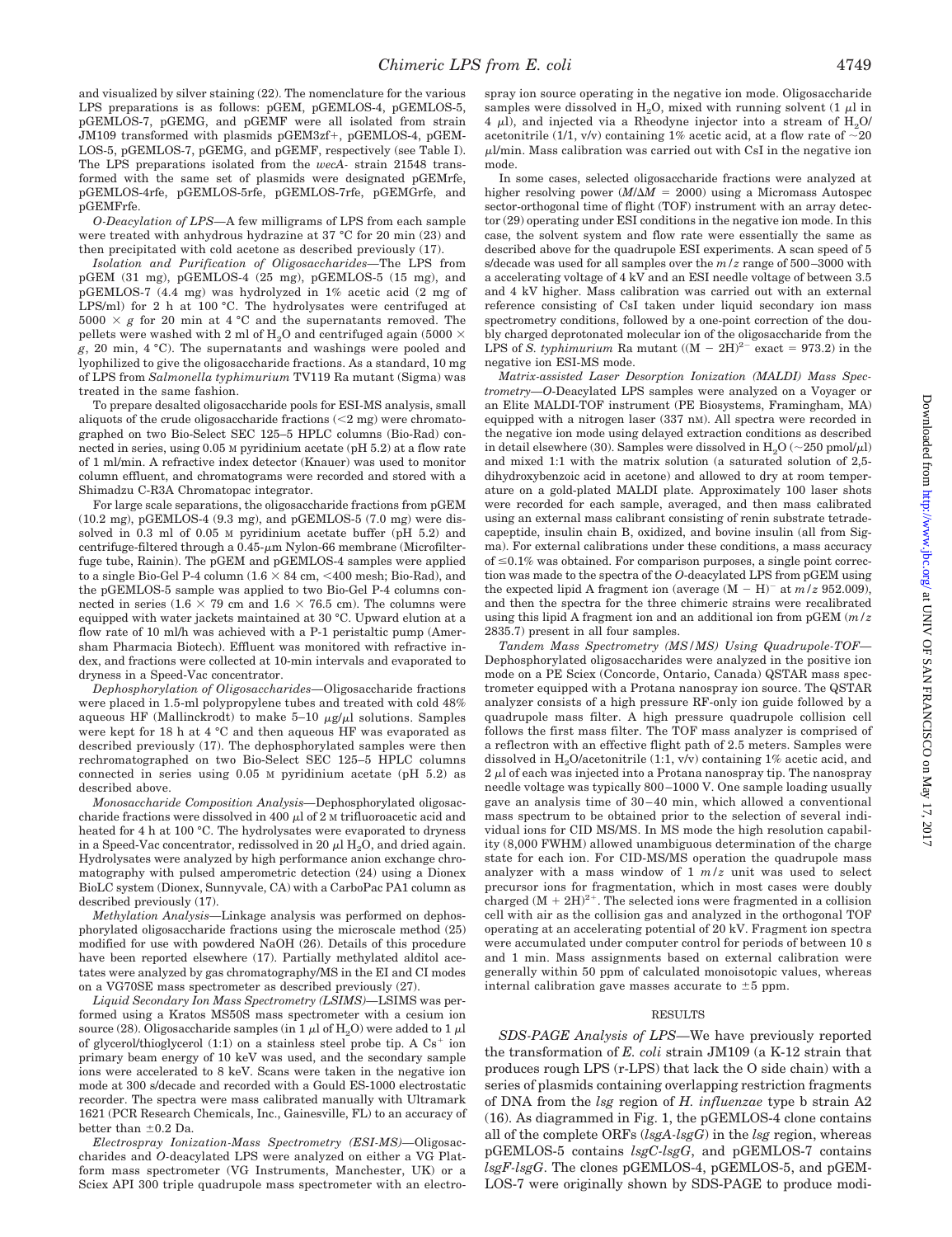and visualized by silver staining (22). The nomenclature for the various LPS preparations is as follows: pGEM, pGEMLOS-4, pGEMLOS-5, pGEMLOS-7, pGEMG, and pGEMF were all isolated from strain JM109 transformed with plasmids pGEM3zf+, pGEMLOS-4, pGEMLOS-5, pGEMLOS-7, pGEMG, and pGEMF, respectively (see Table I). The LPS preparations isolated from the *wecA*- strain 21548 transformed with the same set of plasmids were designated pGEMrfe, pGEMLOS-4rfe, pGEMLOS-5rfe, pGEMLOS-7rfe, pGEMGrfe, and pGEMFrfe.

*O-Deacylation of LPS*—A few milligrams of LPS from each sample were treated with anhydrous hydrazine at 37 °C for 20 min (23) and then precipitated with cold acetone as described previously (17).

*Isolation and Purification of Oligosaccharides*—The LPS from pGEM (31 mg), pGEMLOS-4 (25 mg), pGEMLOS-5 (15 mg), and pGEMLOS-7 (4.4 mg) was hydrolyzed in 1% acetic acid (2 mg of LPS/ml) for 2 h at 100 °C. The hydrolysates were centrifuged at 5000 × *g* for 20 min at 4 °C and the supernatants removed. The pellets were washed with 2 ml of $H_2O$ and centrifuged again (5000 × *g*, 20 min, 4 °C). The supernatants and washings were pooled and lyophilized to give the oligosaccharide fractions. As a standard, 10 mg of LPS from *Salmonella typhimurium* TV119 Ra mutant (Sigma) was treated in the same fashion.

To prepare desalted oligosaccharide pools for ESI-MS analysis, small aliquots of the crude oligosaccharide fractions (<2 mg) were chromatographed on two Bio-Select SEC 125–5 HPLC columns (Bio-Rad) connected in series, using 0.05 M pyridinium acetate (pH 5.2) at a flow rate of 1 ml/min. A refractive index detector (Knauer) was used to monitor column effluent, and chromatograms were recorded and stored with a Shimadzu C-R3A Chromatopac integrator.

For large scale separations, the oligosaccharide fractions from pGEM (10.2 mg), pGEMLOS-4 (9.3 mg), and pGEMLOS-5 (7.0 mg) were dissolved in 0.3 ml of 0.05 M pyridinium acetate buffer (pH 5.2) and centrifuge-filtered through a 0.45-μm Nylon-66 membrane (Microfilterfuge tube, Rainin). The pGEM and pGEMLOS-4 samples were applied to a single Bio-Gel P-4 column (1.6 × 84 cm, <400 mesh; Bio-Rad), and the pGEMLOS-5 sample was applied to two Bio-Gel P-4 columns connected in series (1.6 × 79 cm and 1.6 × 76.5 cm). The columns were equipped with water jackets maintained at 30 °C. Upward elution at a flow rate of 10 ml/h was achieved with a P-1 peristaltic pump (Amersham Pharmacia Biotech). Effluent was monitored with refractive index, and fractions were collected at 10-min intervals and evaporated to dryness in a Speed-Vac concentrator.

*Dephosphorylation of Oligosaccharides*—Oligosaccharide fractions were placed in 1.5-ml polypropylene tubes and treated with cold 48% aqueous HF (Mallinckrodt) to make 5–10 μg/μl solutions. Samples were kept for 18 h at 4 °C and then aqueous HF was evaporated as described previously (17). The dephosphorylated samples were then rechromatographed on two Bio-Select SEC 125–5 HPLC columns connected in series using 0.05 M pyridinium acetate (pH 5.2) as described above.

*Monosaccharide Composition Analysis*—Dephosphorylated oligosaccharide fractions were dissolved in 400 μl of 2 M trifluoroacetic acid and heated for 4 h at 100 °C. The hydrolysates were evaporated to dryness in a Speed-Vac concentrator, redissolved in 20 μl $H_2O$, and dried again. Hydrolysates were analyzed by high performance anion exchange chromatography with pulsed amperometric detection (24) using a Dionex BioLC system (Dionex, Sunnyvale, CA) with a CarboPac PA1 column as described previously (17).

*Methylation Analysis*—Linkage analysis was performed on dephosphorylated oligosaccharide fractions using the microscale method (25) modified for use with powdered NaOH (26). Details of this procedure have been reported elsewhere (17). Partially methylated alditol acetates were analyzed by gas chromatography/MS in the EI and CI modes on a VG70SE mass spectrometer as described previously (27).

*Liquid Secondary Ion Mass Spectrometry (LSIMS)*—LSIMS was performed using a Kratos MS50S mass spectrometer with a cesium ion source (28). Oligosaccharide samples (in 1 μl of $H_2O$) were added to 1 μl of glycerol/thioglycerol (1:1) on a stainless steel probe tip. A $Cs^+$ ion primary beam energy of 10 keV was used, and the secondary sample ions were accelerated to 8 keV. Scans were taken in the negative ion mode at 300 s/decade and recorded with a Gould ES-1000 electrostatic recorder. The spectra were mass calibrated manually with Ultramark 1621 (PCR Research Chemicals, Inc., Gainesville, FL) to an accuracy of better than ±0.2 Da.

*Electrospray Ionization-Mass Spectrometry (ESI-MS)*—Oligosaccharides and *O*-deacylated LPS were analyzed on either a VG Platform mass spectrometer (VG Instruments, Manchester, UK) or a Sciex API 300 triple quadrupole mass spectrometer with an electrospray ion source operating in the negative ion mode. Oligosaccharide samples were dissolved in $H_2O$, mixed with running solvent (1 μl in 4 μl), and injected via a Rheodyne injector into a stream of $H_2O$/acetonitrile (1/1, v/v) containing 1% acetic acid, at a flow rate of ~20 μl/min. Mass calibration was carried out with CsI in the negative ion mode.

In some cases, selected oligosaccharide fractions were analyzed at higher resolving power ($M/\Delta M$ = 2000) using a Micromass Autospec sector-orthogonal time of flight (TOF) instrument with an array detector (29) operating under ESI conditions in the negative ion mode. In this case, the solvent system and flow rate were essentially the same as described above for the quadrupole ESI experiments. A scan speed of 5 s/decade was used for all samples over the *m/z* range of 500–3000 with a accelerating voltage of 4 kV and an ESI needle voltage of between 3.5 and 4 kV higher. Mass calibration was carried out with an external reference consisting of CsI taken under liquid secondary ion mass spectrometry conditions, followed by a one-point correction of the doubly charged deprotonated molecular ion of the oligosaccharide from the LPS of *S. typhimurium* Ra mutant ($(M - 2H)^{2-}$ exact = 973.2) in the negative ion ESI-MS mode.

*Matrix-assisted Laser Desorption Ionization (MALDI) Mass Spectrometry*—*O*-Deacylated LPS samples were analyzed on a Voyager or an Elite MALDI-TOF instrument (PE Biosystems, Framingham, MA) equipped with a nitrogen laser (337 nM). All spectra were recorded in the negative ion mode using delayed extraction conditions as described in detail elsewhere (30). Samples were dissolved in $H_2O$ (~250 pmol/μl) and mixed 1:1 with the matrix solution (a saturated solution of 2,5-dihydroxybenzoic acid in acetone) and allowed to dry at room temperature on a gold-plated MALDI plate. Approximately 100 laser shots were recorded for each sample, averaged, and then mass calibrated using an external mass calibrant consisting of renin substrate tetradecapeptide, insulin chain B, oxidized, and bovine insulin (all from Sigma). For external calibrations under these conditions, a mass accuracy of ≤0.1% was obtained. For comparison purposes, a single point correction was made to the spectra of the *O*-deacylated LPS from pGEM using the expected lipid A fragment ion (average $(M - H)^-$ at *m/z* 952.009), and then the spectra for the three chimeric strains were recalibrated using this lipid A fragment ion and an additional ion from pGEM (*m/z* 2835.7) present in all four samples.

*Tandem Mass Spectrometry (MS/MS) Using Quadrupole-TOF*—Dephosphorylated oligosaccharides were analyzed in the positive ion mode on a PE Sciex (Concorde, Ontario, Canada) QSTAR mass spectrometer equipped with a Protana nanospray ion source. The QSTAR analyzer consists of a high pressure RF-only ion guide followed by a quadrupole mass filter. A high pressure quadrupole collision cell follows the first mass filter. The TOF mass analyzer is comprised of a reflectron with an effective flight path of 2.5 meters. Samples were dissolved in $H_2O$/acetonitrile (1:1, v/v) containing 1% acetic acid, and 2 μl of each was injected into a Protana nanospray tip. The nanospray needle voltage was typically 800–1000 V. One sample loading usually gave an analysis time of 30–40 min, which allowed a conventional mass spectrum to be obtained prior to the selection of several individual ions for CID MS/MS. In MS mode the high resolution capability (8,000 FWHM) allowed unambiguous determination of the charge state for each ion. For CID-MS/MS operation the quadrupole mass analyzer with a mass window of 1 *m/z* unit was used to select precursor ions for fragmentation, which in most cases were doubly charged $(M + 2H)^{2+}$. The selected ions were fragmented in a collision cell with air as the collision gas and analyzed in the orthogonal TOF operating at an accelerating potential of 20 kV. Fragment ion spectra were accumulated under computer control for periods of between 10 s and 1 min. Mass assignments based on external calibration were generally within 50 ppm of calculated monoisotopic values, whereas internal calibration gave masses accurate to ±5 ppm.

## RESULTS

*SDS-PAGE Analysis of LPS*—We have previously reported the transformation of *E. coli* strain JM109 (a K-12 strain that produces rough LPS (r-LPS) that lack the O side chain) with a series of plasmids containing overlapping restriction fragments of DNA from the *lsg* region of *H. influenzae* type b strain A2 (16). As diagrammed in Fig. 1, the pGEMLOS-4 clone contains all of the complete ORFs (*lsgA-lsgG*) in the *lsg* region, whereas pGEMLOS-5 contains *lsgC-lsgG*, and pGEMLOS-7 contains *lsgF-lsgG*. The clones pGEMLOS-4, pGEMLOS-5, and pGEMLOS-7 were originally shown by SDS-PAGE to produce modi-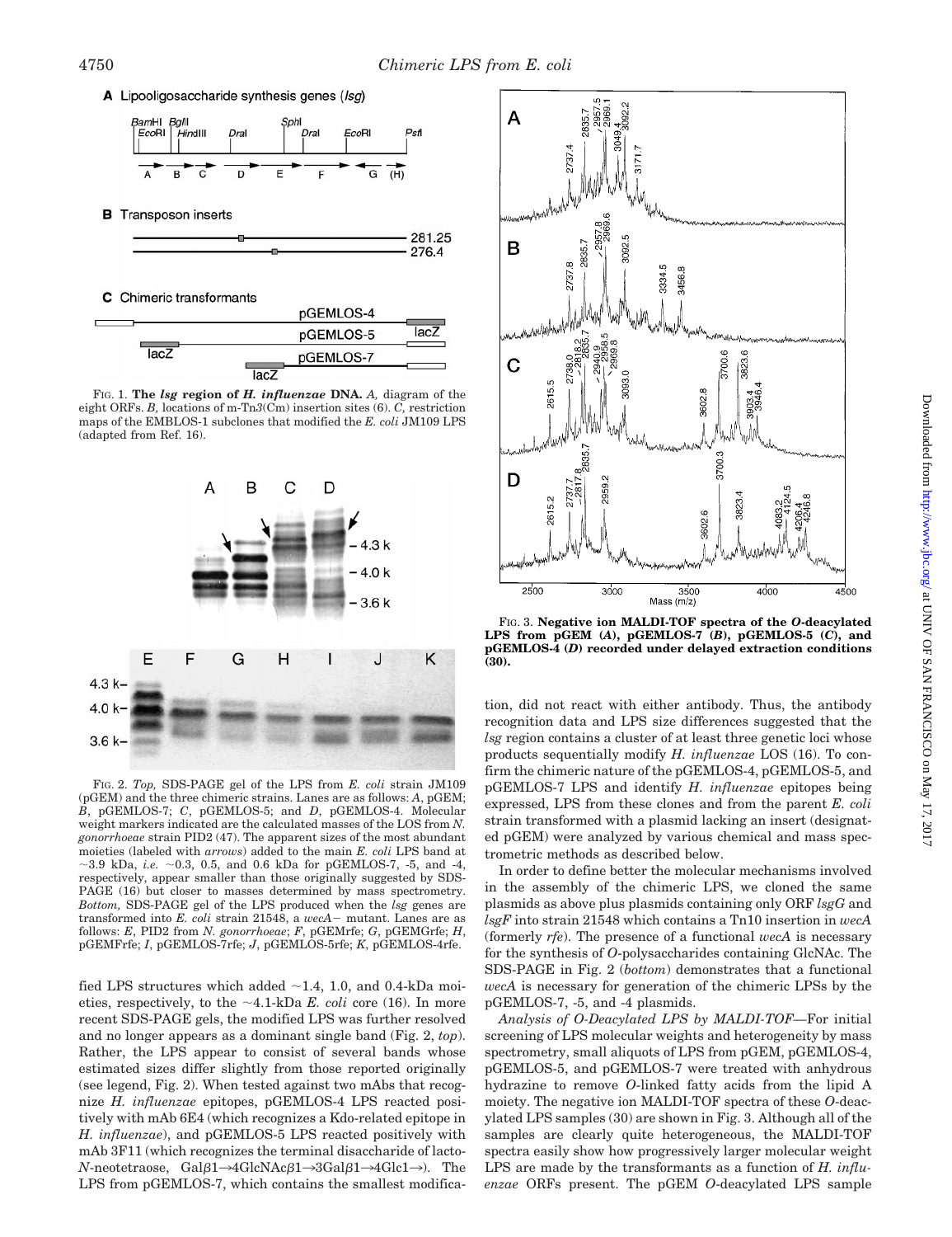FIG. 1. **The *lsg* region of *H. influenzae* DNA.** *A,* diagram of the eight ORFs. *B,* locations of m-Tn*3*(Cm) insertion sites (6). *C,* restriction maps of the EMBLOS-1 subclones that modified the *E. coli* JM109 LPS (adapted from Ref. 16).

FIG. 2. *Top,* SDS-PAGE gel of the LPS from *E. coli* strain JM109 (pGEM) and the three chimeric strains. Lanes are as follows: *A*, pGEM; *B*, pGEMLOS-7; *C*, pGEMLOS-5; and *D*, pGEMLOS-4. Molecular weight markers indicated are the calculated masses of the LOS from *N. gonorrhoeae* strain PID2 (47). The apparent sizes of the most abundant moieties (labeled with *arrows*) added to the main *E. coli* LPS band at ~3.9 kDa, *i.e.* ~0.3, 0.5, and 0.6 kDa for pGEMLOS-7, -5, and -4, respectively, appear smaller than those originally suggested by SDS-PAGE (16) but closer to masses determined by mass spectrometry. *Bottom,* SDS-PAGE gel of the LPS produced when the *lsg* genes are transformed into *E. coli* strain 21548, a *wecA*− mutant. Lanes are as follows: *E*, PID2 from *N. gonorrhoeae*; *F*, pGEMrfe; *G*, pGEMGrfe; *H*, pGEMFrfe; *I*, pGEMLOS-7rfe; *J*, pGEMLOS-5rfe; *K*, pGEMLOS-4rfe.

fied LPS structures which added ~1.4, 1.0, and 0.4-kDa moieties, respectively, to the ~4.1-kDa *E. coli* core (16). In more recent SDS-PAGE gels, the modified LPS was further resolved and no longer appears as a dominant single band (Fig. 2, *top*). Rather, the LPS appear to consist of several bands whose estimated sizes differ slightly from those reported originally (see legend, Fig. 2). When tested against two mAbs that recognize *H. influenzae* epitopes, pGEMLOS-4 LPS reacted positively with mAb 6E4 (which recognizes a Kdo-related epitope in *H. influenzae*), and pGEMLOS-5 LPS reacted positively with mAb 3F11 (which recognizes the terminal disaccharide of lacto-*N*-neotetraose, Galβ1→4GlcNAcβ1→3Galβ1→4Glc1→). The LPS from pGEMLOS-7, which contains the smallest modification, did not react with either antibody. Thus, the antibody recognition data and LPS size differences suggested that the *lsg* region contains a cluster of at least three genetic loci whose products sequentially modify *H. influenzae* LOS (16). To confirm the chimeric nature of the pGEMLOS-4, pGEMLOS-5, and pGEMLOS-7 LPS and identify *H. influenzae* epitopes being expressed, LPS from these clones and from the parent *E. coli* strain transformed with a plasmid lacking an insert (designated pGEM) were analyzed by various chemical and mass spectrometric methods as described below.

In order to define better the molecular mechanisms involved in the assembly of the chimeric LPS, we cloned the same plasmids as above plus plasmids containing only ORF *lsgG* and *lsgF* into strain 21548 which contains a Tn10 insertion in *wecA* (formerly *rfe*). The presence of a functional *wecA* is necessary for the synthesis of *O*-polysaccharides containing GlcNAc. The SDS-PAGE in Fig. 2 (*bottom*) demonstrates that a functional *wecA* is necessary for generation of the chimeric LPSs by the pGEMLOS-7, -5, and -4 plasmids.

*Analysis of O-Deacylated LPS by MALDI-TOF*—For initial screening of LPS molecular weights and heterogeneity by mass spectrometry, small aliquots of LPS from pGEM, pGEMLOS-4, pGEMLOS-5, and pGEMLOS-7 were treated with anhydrous hydrazine to remove *O*-linked fatty acids from the lipid A moiety. The negative ion MALDI-TOF spectra of these *O*-deacylated LPS samples (30) are shown in Fig. 3. Although all of the samples are clearly quite heterogeneous, the MALDI-TOF spectra easily show how progressively larger molecular weight LPS are made by the transformants as a function of *H. influenzae* ORFs present. The pGEM *O*-deacylated LPS sample

FIG. 3. **Negative ion MALDI-TOF spectra of the *O*-deacylated LPS from pGEM (*A*), pGEMLOS-7 (*B*), pGEMLOS-5 (*C*), and pGEMLOS-4 (*D*) recorded under delayed extraction conditions (30).**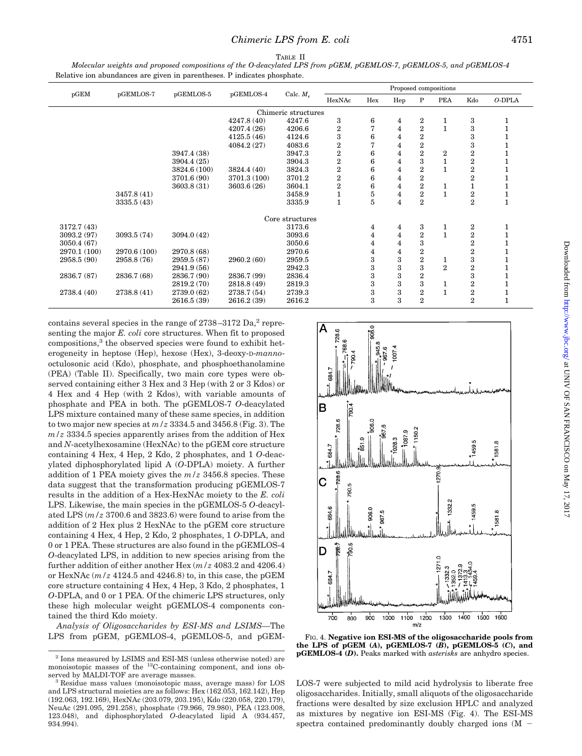TABLE II

*Molecular weights and proposed compositions of the O-deacylated LPS from pGEM, pGEMLOS-7, pGEMLOS-5, and pGEMLOS-4*

Relative ion abundances are given in parentheses. P indicates phosphate.

| pGEM | pGEMLOS-7 | pGEMLOS-5 | pGEMLOS-4 | Calc. $M_r$ | Proposed compositions | | | | | | |
|---|---|---|---|---|---|---|---|---|---|---|---|
| | | | | | HexNAc | Hex | Hep | P | PEA | Kdo | *O*-DPLA |
| | | | | Chimeric structures | | | | | | | |
| | | | 4247.8 (40) | 4247.6 | 3 | 6 | 4 | 2 | 1 | 3 | 1 |
| | | | 4207.4 (26) | 4206.6 | 2 | 7 | 4 | 2 | 1 | 3 | 1 |
| | | | 4125.5 (46) | 4124.6 | 3 | 6 | 4 | 2 | | 3 | 1 |
| | | | 4084.2 (27) | 4083.6 | 2 | 7 | 4 | 2 | | 3 | 1 |
| | | 3947.4 (38) | | 3947.3 | 2 | 6 | 4 | 2 | 2 | 2 | 1 |
| | | 3904.4 (25) | | 3904.3 | 2 | 6 | 4 | 3 | 1 | 2 | 1 |
| | | 3824.6 (100) | 3824.4 (40) | 3824.3 | 2 | 6 | 4 | 2 | 1 | 2 | 1 |
| | | 3701.6 (90) | 3701.3 (100) | 3701.2 | 2 | 6 | 4 | 2 | | 2 | 1 |
| | | 3603.8 (31) | 3603.6 (26) | 3604.1 | 2 | 6 | 4 | 2 | 1 | 1 | 1 |
| | 3457.8 (41) | | | 3458.9 | 1 | 5 | 4 | 2 | 1 | 2 | 1 |
| | 3335.5 (43) | | | 3335.9 | 1 | 5 | 4 | 2 | | 2 | 1 |
| | | | | Core structures | | | | | | | |
| 3172.7 (43) | | | | 3173.6 | | 4 | 4 | 3 | 1 | 2 | 1 |
| 3093.2 (97) | 3093.5 (74) | 3094.0 (42) | | 3093.6 | | 4 | 4 | 2 | 1 | 2 | 1 |
| 3050.4 (67) | | | | 3050.6 | | 4 | 4 | 3 | | 2 | 1 |
| 2970.1 (100) | 2970.6 (100) | 2970.8 (68) | | 2970.6 | | 4 | 4 | 2 | | 2 | 1 |
| 2958.5 (90) | 2958.8 (76) | 2959.5 (87) | 2960.2 (60) | 2959.5 | | 3 | 3 | 2 | 1 | 3 | 1 |
| | | 2941.9 (56) | | 2942.3 | | 3 | 3 | 3 | 2 | 2 | 1 |
| 2836.7 (87) | 2836.7 (68) | 2836.7 (90) | 2836.7 (99) | 2836.4 | | 3 | 3 | 2 | | 3 | 1 |
| | | 2819.2 (70) | 2818.8 (49) | 2819.3 | | 3 | 3 | 3 | 1 | 2 | 1 |
| 2738.4 (40) | 2738.8 (41) | 2739.0 (62) | 2738.7 (54) | 2739.3 | | 3 | 3 | 2 | 1 | 2 | 1 |
| | | 2616.5 (39) | 2616.2 (39) | 2616.2 | | 3 | 3 | 2 | | 2 | 1 |

contains several species in the range of 2738–3172 Da,[2] representing the major *E. coli* core structures. When fit to proposed compositions,[3] the observed species were found to exhibit heterogeneity in heptose (Hep), hexose (Hex), 3-deoxy-D-*manno*-octulosonic acid (Kdo), phosphate, and phosphoethanolamine (PEA) (Table II). Specifically, two main core types were observed containing either 3 Hex and 3 Hep (with 2 or 3 Kdos) or 4 Hex and 4 Hep (with 2 Kdos), with variable amounts of phosphate and PEA in both. The pGEMLOS-7 *O*-deacylated LPS mixture contained many of these same species, in addition to two major new species at $m/z$ 3334.5 and 3456.8 (Fig. 3). The $m/z$ 3334.5 species apparently arises from the addition of Hex and *N*-acetylhexosamine (HexNAc) to the pGEM core structure containing 4 Hex, 4 Hep, 2 Kdo, 2 phosphates, and 1 *O*-deacylated diphosphorylated lipid A (*O*-DPLA) moiety. A further addition of 1 PEA moiety gives the $m/z$ 3456.8 species. These data suggest that the transformation producing pGEMLOS-7 results in the addition of a Hex-HexNAc moiety to the *E. coli* LPS. Likewise, the main species in the pGEMLOS-5 *O*-deacylated LPS ($m/z$ 3700.6 and 3823.6) were found to arise from the addition of 2 Hex plus 2 HexNAc to the pGEM core structure containing 4 Hex, 4 Hep, 2 Kdo, 2 phosphates, 1 *O*-DPLA, and 0 or 1 PEA. These structures are also found in the pGEMLOS-4 *O*-deacylated LPS, in addition to new species arising from the further addition of either another Hex ($m/z$ 4083.2 and 4206.4) or HexNAc ($m/z$ 4124.5 and 4246.8) to, in this case, the pGEM core structure containing 4 Hex, 4 Hep, 3 Kdo, 2 phosphates, 1 *O*-DPLA, and 0 or 1 PEA. Of the chimeric LPS structures, only these high molecular weight pGEMLOS-4 components contained the third Kdo moiety.

*Analysis of Oligosaccharides by ESI-MS and LSIMS*—The LPS from pGEM, pGEMLOS-4, pGEMLOS-5, and pGEMLOS-7 were subjected to mild acid hydrolysis to liberate free oligosaccharides. Initially, small aliquots of the oligosaccharide fractions were desalted by size exclusion HPLC and analyzed as mixtures by negative ion ESI-MS (Fig. 4). The ESI-MS spectra contained predominantly doubly charged ions (M −

FIG. 4. **Negative ion ESI-MS of the oligosaccharide pools from the LPS of pGEM (*A*), pGEMLOS-7 (*B*), pGEMLOS-5 (*C*), and pGEMLOS-4 (*D*).** Peaks marked with *asterisks* are anhydro species.

[2] Ions measured by LSIMS and ESI-MS (unless otherwise noted) are monoisotopic masses of the $^{12}$C-containing component, and ions observed by MALDI-TOF are average masses.

[3] Residue mass values (monoisotopic mass, average mass) for LOS and LPS structural moieties are as follows: Hex (162.053, 162.142), Hep (192.063, 192.169), HexNAc (203.079, 203.195), Kdo (220.058, 220.179), NeuAc (291.095, 291.258), phosphate (79.966, 79.980), PEA (123.008, 123.048), and diphosphorylated *O*-deacylated lipid A (934.457, 934.994).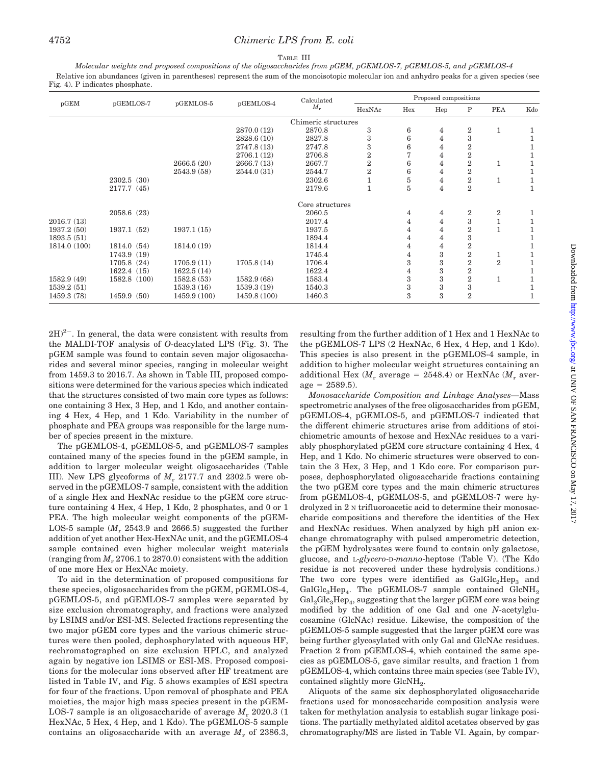TABLE III

*Molecular weights and proposed compositions of the oligosaccharides from pGEM, pGEMLOS-7, pGEMLOS-5, and pGEMLOS-4*

Relative ion abundances (given in parentheses) represent the sum of the monoisotopic molecular ion and anhydro peaks for a given species (see Fig. 4). P indicates phosphate.

| pGEM | pGEMLOS-7 | pGEMLOS-5 | pGEMLOS-4 | Calculated $M_r$ | Proposed compositions | | | | | |
|---|---|---|---|---|---|---|---|---|---|---|
| | | | | | HexNAc | Hex | Hep | P | PEA | Kdo |
| | | | | Chimeric structures | | | | | | |
| | | | 2870.0 (12) | 2870.8 | 3 | 6 | 4 | 2 | 1 | 1 |
| | | | 2828.6 (10) | 2827.8 | 3 | 6 | 4 | 3 | | 1 |
| | | | 2747.8 (13) | 2747.8 | 3 | 6 | 4 | 2 | | 1 |
| | | | 2706.1 (12) | 2706.8 | 2 | 7 | 4 | 2 | | 1 |
| | | 2666.5 (20) | 2666.7 (13) | 2667.7 | 2 | 6 | 4 | 2 | 1 | 1 |
| | | 2543.9 (58) | 2544.0 (31) | 2544.7 | 2 | 6 | 4 | 2 | | 1 |
| | 2302.5 (30) | | | 2302.6 | 1 | 5 | 4 | 2 | 1 | 1 |
| | 2177.7 (45) | | | 2179.6 | 1 | 5 | 4 | 2 | | 1 |
| | | | | Core structures | | | | | | |
| | 2058.6 (23) | | | 2060.5 | | 4 | 4 | 2 | 2 | 1 |
| 2016.7 (13) | | | | 2017.4 | | 4 | 4 | 3 | 1 | 1 |
| 1937.2 (50) | 1937.1 (52) | 1937.1 (15) | | 1937.5 | | 4 | 4 | 2 | 1 | 1 |
| 1893.5 (51) | | | | 1894.4 | | 4 | 4 | 3 | | 1 |
| 1814.0 (100) | 1814.0 (54) | 1814.0 (19) | | 1814.4 | | 4 | 4 | 2 | | 1 |
| | 1743.9 (19) | | | 1745.4 | | 4 | 3 | 2 | 1 | 1 |
| | 1705.8 (24) | 1705.9 (11) | 1705.8 (14) | 1706.4 | | 3 | 3 | 2 | 2 | 1 |
| | 1622.4 (15) | 1622.5 (14) | | 1622.4 | | 4 | 3 | 2 | | 1 |
| 1582.9 (49) | 1582.8 (100) | 1582.8 (53) | 1582.9 (68) | 1583.4 | | 3 | 3 | 2 | 1 | 1 |
| 1539.2 (51) | | 1539.3 (16) | 1539.3 (19) | 1540.3 | | 3 | 3 | 3 | | 1 |
| 1459.3 (78) | 1459.9 (50) | 1459.9 (100) | 1459.8 (100) | 1460.3 | | 3 | 3 | 2 | | 1 |

$2H)^{2-}$. In general, the data were consistent with results from the MALDI-TOF analysis of *O*-deacylated LPS (Fig. 3). The pGEM sample was found to contain seven major oligosaccharides and several minor species, ranging in molecular weight from 1459.3 to 2016.7. As shown in Table III, proposed compositions were determined for the various species which indicated that the structures consisted of two main core types as follows: one containing 3 Hex, 3 Hep, and 1 Kdo, and another containing 4 Hex, 4 Hep, and 1 Kdo. Variability in the number of phosphate and PEA groups was responsible for the large number of species present in the mixture.

The pGEMLOS-4, pGEMLOS-5, and pGEMLOS-7 samples contained many of the species found in the pGEM sample, in addition to larger molecular weight oligosaccharides (Table III). New LPS glycoforms of $M_r$ 2177.7 and 2302.5 were observed in the pGEMLOS-7 sample, consistent with the addition of a single Hex and HexNAc residue to the pGEM core structure containing 4 Hex, 4 Hep, 1 Kdo, 2 phosphates, and 0 or 1 PEA. The high molecular weight components of the pGEMLOS-5 sample ($M_r$ 2543.9 and 2666.5) suggested the further addition of yet another Hex-HexNAc unit, and the pGEMLOS-4 sample contained even higher molecular weight materials (ranging from $M_r$ 2706.1 to 2870.0) consistent with the addition of one more Hex or HexNAc moiety.

To aid in the determination of proposed compositions for these species, oligosaccharides from the pGEM, pGEMLOS-4, pGEMLOS-5, and pGEMLOS-7 samples were separated by size exclusion chromatography, and fractions were analyzed by LSIMS and/or ESI-MS. Selected fractions representing the two major pGEM core types and the various chimeric structures were then pooled, dephosphorylated with aqueous HF, rechromatographed on size exclusion HPLC, and analyzed again by negative ion LSIMS or ESI-MS. Proposed compositions for the molecular ions observed after HF treatment are listed in Table IV, and Fig. 5 shows examples of ESI spectra for four of the fractions. Upon removal of phosphate and PEA moieties, the major high mass species present in the pGEMLOS-7 sample is an oligosaccharide of average $M_r$ 2020.3 (1 HexNAc, 5 Hex, 4 Hep, and 1 Kdo). The pGEMLOS-5 sample contains an oligosaccharide with an average $M_r$ of 2386.3, resulting from the further addition of 1 Hex and 1 HexNAc to the pGEMLOS-7 LPS (2 HexNAc, 6 Hex, 4 Hep, and 1 Kdo). This species is also present in the pGEMLOS-4 sample, in addition to higher molecular weight structures containing an additional Hex ($M_r$ average = 2548.4) or HexNAc ($M_r$ average = 2589.5).

*Monosaccharide Composition and Linkage Analyses*—Mass spectrometric analyses of the free oligosaccharides from pGEM, pGEMLOS-4, pGEMLOS-5, and pGEMLOS-7 indicated that the different chimeric structures arise from additions of stoichiometric amounts of hexose and HexNAc residues to a variably phosphorylated pGEM core structure containing 4 Hex, 4 Hep, and 1 Kdo. No chimeric structures were observed to contain the 3 Hex, 3 Hep, and 1 Kdo core. For comparison purposes, dephosphorylated oligosaccharide fractions containing the two pGEM core types and the main chimeric structures from pGEMLOS-4, pGEMLOS-5, and pGEMLOS-7 were hydrolyzed in 2 N trifluoroacetic acid to determine their monosaccharide compositions and therefore the identities of the Hex and HexNAc residues. When analyzed by high pH anion exchange chromatography with pulsed amperometric detection, the pGEM hydrolysates were found to contain only galactose, glucose, and L-*glycero*-D-*manno*-heptose (Table V). (The Kdo residue is not recovered under these hydrolysis conditions.) The two core types were identified as $GalGlc_2Hep_3$ and $GalGlc_3Hep_4$. The pGEMLOS-7 sample contained $GlcNH_2$ $Gal_2Glc_3Hep_4$, suggesting that the larger pGEM core was being modified by the addition of one Gal and one *N*-acetylglucosamine (GlcNAc) residue. Likewise, the composition of the pGEMLOS-5 sample suggested that the larger pGEM core was being further glycosylated with only Gal and GlcNAc residues. Fraction 2 from pGEMLOS-4, which contained the same species as pGEMLOS-5, gave similar results, and fraction 1 from pGEMLOS-4, which contains three main species (see Table IV), contained slightly more $GlcNH_2$.

Aliquots of the same six dephosphorylated oligosaccharide fractions used for monosaccharide composition analysis were taken for methylation analysis to establish sugar linkage positions. The partially methylated alditol acetates observed by gas chromatography/MS are listed in Table VI. Again, by compar-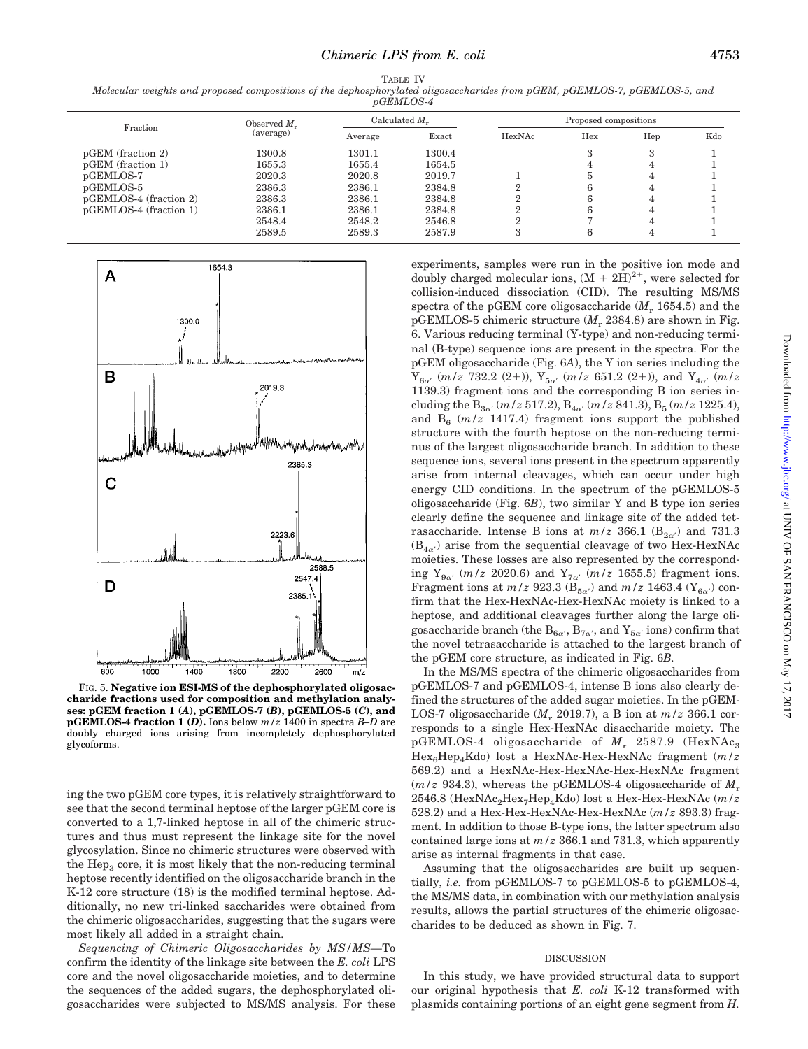TABLE IV

*Molecular weights and proposed compositions of the dephosphorylated oligosaccharides from pGEM, pGEMLOS-7, pGEMLOS-5, and pGEMLOS-4*

| Fraction | Observed $M_r$ (average) | Calculated $M_r$ | | Proposed compositions | | | |
|---|---|---|---|---|---|---|---|
| | | Average | Exact | HexNAc | Hex | Hep | Kdo |
| pGEM (fraction 2) | 1300.8 | 1301.1 | 1300.4 | | 3 | 3 | 1 |
| pGEM (fraction 1) | 1655.3 | 1655.4 | 1654.5 | | 4 | 4 | 1 |
| pGEMLOS-7 | 2020.3 | 2020.8 | 2019.7 | 1 | 5 | 4 | 1 |
| pGEMLOS-5 | 2386.3 | 2386.1 | 2384.8 | 2 | 6 | 4 | 1 |
| pGEMLOS-4 (fraction 2) | 2386.3 | 2386.1 | 2384.8 | 2 | 6 | 4 | 1 |
| pGEMLOS-4 (fraction 1) | 2386.1 | 2386.1 | 2384.8 | 2 | 6 | 4 | 1 |
| | 2548.4 | 2548.2 | 2546.8 | 2 | 7 | 4 | 1 |
| | 2589.5 | 2589.3 | 2587.9 | 3 | 6 | 4 | 1 |

FIG. 5. **Negative ion ESI-MS of the dephosphorylated oligosaccharide fractions used for composition and methylation analyses: pGEM fraction 1 (*A*), pGEMLOS-7 (*B*), pGEMLOS-5 (*C*), and pGEMLOS-4 fraction 1 (*D*).** Ions below $m/z$ 1400 in spectra *B–D* are doubly charged ions arising from incompletely dephosphorylated glycoforms.

ing the two pGEM core types, it is relatively straightforward to see that the second terminal heptose of the larger pGEM core is converted to a 1,7-linked heptose in all of the chimeric structures and thus must represent the linkage site for the novel glycosylation. Since no chimeric structures were observed with the $Hep_3$ core, it is most likely that the non-reducing terminal heptose recently identified on the oligosaccharide branch in the K-12 core structure (18) is the modified terminal heptose. Additionally, no new tri-linked saccharides were obtained from the chimeric oligosaccharides, suggesting that the sugars were most likely all added in a straight chain.

*Sequencing of Chimeric Oligosaccharides by MS/MS*—To confirm the identity of the linkage site between the *E. coli* LPS core and the novel oligosaccharide moieties, and to determine the sequences of the added sugars, the dephosphorylated oligosaccharides were subjected to MS/MS analysis. For these experiments, samples were run in the positive ion mode and doubly charged molecular ions, $(M + 2H)^{2+}$, were selected for collision-induced dissociation (CID). The resulting MS/MS spectra of the pGEM core oligosaccharide ($M_r$ 1654.5) and the pGEMLOS-5 chimeric structure ($M_r$ 2384.8) are shown in Fig. 6. Various reducing terminal (Y-type) and non-reducing terminal (B-type) sequence ions are present in the spectra. For the pGEM oligosaccharide (Fig. 6*A*), the Y ion series including the $Y_{6\alpha'}$ ($m/z$ 732.2 (2+)), $Y_{5\alpha'}$ ($m/z$ 651.2 (2+)), and $Y_{4\alpha'}$ ($m/z$ 1139.3) fragment ions and the corresponding B ion series including the $B_{3\alpha'}$ ($m/z$ 517.2), $B_{4\alpha'}$ ($m/z$ 841.3), $B_5$ ($m/z$ 1225.4), and $B_6$ ($m/z$ 1417.4) fragment ions support the published structure with the fourth heptose on the non-reducing terminus of the largest oligosaccharide branch. In addition to these sequence ions, several ions present in the spectrum apparently arise from internal cleavages, which can occur under high energy CID conditions. In the spectrum of the pGEMLOS-5 oligosaccharide (Fig. 6*B*), two similar Y and B type ion series clearly define the sequence and linkage site of the added tetrasaccharide. Intense B ions at $m/z$ 366.1 ($B_{2\alpha'}$) and 731.3 ($B_{4\alpha'}$) arise from the sequential cleavage of two Hex-HexNAc moieties. These losses are also represented by the corresponding $Y_{9\alpha'}$ ($m/z$ 2020.6) and $Y_{7\alpha'}$ ($m/z$ 1655.5) fragment ions. Fragment ions at $m/z$ 923.3 ($B_{5\alpha'}$) and $m/z$ 1463.4 ($Y_{6\alpha'}$) confirm that the Hex-HexNAc-Hex-HexNAc moiety is linked to a heptose, and additional cleavages further along the large oligosaccharide branch (the $B_{6\alpha'}$, $B_{7\alpha'}$, and $Y_{5\alpha'}$ ions) confirm that the novel tetrasaccharide is attached to the largest branch of the pGEM core structure, as indicated in Fig. 6*B*.

In the MS/MS spectra of the chimeric oligosaccharides from pGEMLOS-7 and pGEMLOS-4, intense B ions also clearly defined the structures of the added sugar moieties. In the pGEMLOS-7 oligosaccharide ($M_r$ 2019.7), a B ion at $m/z$ 366.1 corresponds to a single Hex-HexNAc disaccharide moiety. The pGEMLOS-4 oligosaccharide of $M_r$ 2587.9 ($HexNAc_3Hex_6Hep_4Kdo$) lost a HexNAc-Hex-HexNAc fragment ($m/z$ 569.2) and a HexNAc-Hex-HexNAc-Hex-HexNAc fragment ($m/z$ 934.3), whereas the pGEMLOS-4 oligosaccharide of $M_r$ 2546.8 ($HexNAc_2Hex_7Hep_4Kdo$) lost a Hex-Hex-HexNAc ($m/z$ 528.2) and a Hex-Hex-HexNAc-Hex-HexNAc ($m/z$ 893.3) fragment. In addition to those B-type ions, the latter spectrum also contained large ions at $m/z$ 366.1 and 731.3, which apparently arise as internal fragments in that case.

Assuming that the oligosaccharides are built up sequentially, *i.e.* from pGEMLOS-7 to pGEMLOS-5 to pGEMLOS-4, the MS/MS data, in combination with our methylation analysis results, allows the partial structures of the chimeric oligosaccharides to be deduced as shown in Fig. 7.

## DISCUSSION

In this study, we have provided structural data to support our original hypothesis that *E. coli* K-12 transformed with plasmids containing portions of an eight gene segment from *H.*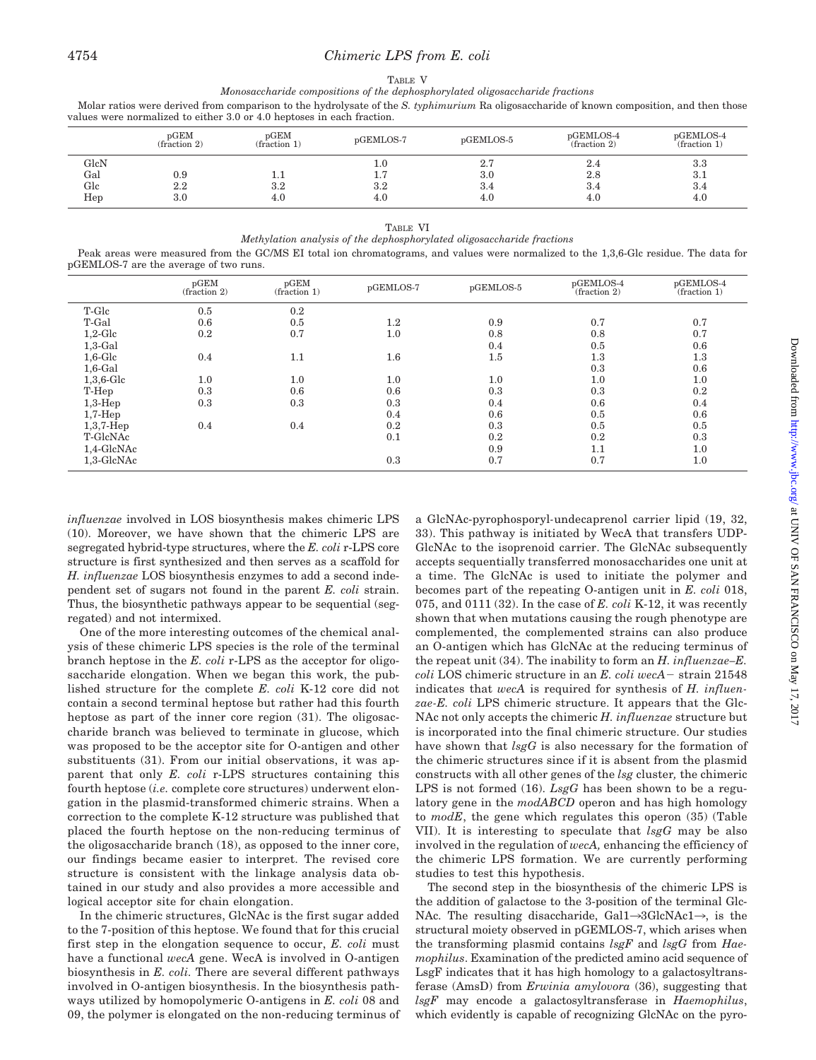TABLE V

*Monosaccharide compositions of the dephosphorylated oligosaccharide fractions*

Molar ratios were derived from comparison to the hydrolysate of the *S. typhimurium* Ra oligosaccharide of known composition, and then those values were normalized to either 3.0 or 4.0 heptoses in each fraction.

| | pGEM (fraction 2) | pGEM (fraction 1) | pGEMLOS-7 | pGEMLOS-5 | pGEMLOS-4 (fraction 2) | pGEMLOS-4 (fraction 1) |
|---|---|---|---|---|---|---|
| GlcN | | | 1.0 | 2.7 | 2.4 | 3.3 |
| Gal | 0.9 | 1.1 | 1.7 | 3.0 | 2.8 | 3.1 |
| Glc | 2.2 | 3.2 | 3.2 | 3.4 | 3.4 | 3.4 |
| Hep | 3.0 | 4.0 | 4.0 | 4.0 | 4.0 | 4.0 |

TABLE VI

*Methylation analysis of the dephosphorylated oligosaccharide fractions*

Peak areas were measured from the GC/MS EI total ion chromatograms, and values were normalized to the 1,3,6-Glc residue. The data for pGEMLOS-7 are the average of two runs.

| | pGEM (fraction 2) | pGEM (fraction 1) | pGEMLOS-7 | pGEMLOS-5 | pGEMLOS-4 (fraction 2) | pGEMLOS-4 (fraction 1) |
|---|---|---|---|---|---|---|
| T-Glc | 0.5 | 0.2 | | | | |
| T-Gal | 0.6 | 0.5 | 1.2 | 0.9 | 0.7 | 0.7 |
| 1,2-Glc | 0.2 | 0.7 | 1.0 | 0.8 | 0.8 | 0.7 |
| 1,3-Gal | | | | 0.4 | 0.5 | 0.6 |
| 1,6-Glc | 0.4 | 1.1 | 1.6 | 1.5 | 1.3 | 1.3 |
| 1,6-Gal | | | | | 0.3 | 0.6 |
| 1,3,6-Glc | 1.0 | 1.0 | 1.0 | 1.0 | 1.0 | 1.0 |
| T-Hep | 0.3 | 0.6 | 0.6 | 0.3 | 0.3 | 0.2 |
| 1,3-Hep | 0.3 | 0.3 | 0.3 | 0.4 | 0.6 | 0.4 |
| 1,7-Hep | | | 0.4 | 0.6 | 0.5 | 0.6 |
| 1,3,7-Hep | 0.4 | 0.4 | 0.2 | 0.3 | 0.5 | 0.5 |
| T-GlcNAc | | | 0.1 | 0.2 | 0.2 | 0.3 |
| 1,4-GlcNAc | | | | 0.9 | 1.1 | 1.0 |
| 1,3-GlcNAc | | | 0.3 | 0.7 | 0.7 | 1.0 |

*influenzae* involved in LOS biosynthesis makes chimeric LPS (10). Moreover, we have shown that the chimeric LPS are segregated hybrid-type structures, where the *E. coli* r-LPS core structure is first synthesized and then serves as a scaffold for *H. influenzae* LOS biosynthesis enzymes to add a second independent set of sugars not found in the parent *E. coli* strain. Thus, the biosynthetic pathways appear to be sequential (segregated) and not intermixed.

One of the more interesting outcomes of the chemical analysis of these chimeric LPS species is the role of the terminal branch heptose in the *E. coli* r-LPS as the acceptor for oligosaccharide elongation. When we began this work, the published structure for the complete *E. coli* K-12 core did not contain a second terminal heptose but rather had this fourth heptose as part of the inner core region (31). The oligosaccharide branch was believed to terminate in glucose, which was proposed to be the acceptor site for O-antigen and other substituents (31). From our initial observations, it was apparent that only *E. coli* r-LPS structures containing this fourth heptose (*i.e.* complete core structures) underwent elongation in the plasmid-transformed chimeric strains. When a correction to the complete K-12 structure was published that placed the fourth heptose on the non-reducing terminus of the oligosaccharide branch (18), as opposed to the inner core, our findings became easier to interpret. The revised core structure is consistent with the linkage analysis data obtained in our study and also provides a more accessible and logical acceptor site for chain elongation.

In the chimeric structures, GlcNAc is the first sugar added to the 7-position of this heptose. We found that for this crucial first step in the elongation sequence to occur, *E. coli* must have a functional *wecA* gene. WecA is involved in O-antigen biosynthesis in *E. coli*. There are several different pathways involved in O-antigen biosynthesis. In the biosynthesis pathways utilized by homopolymeric O-antigens in *E. coli* 08 and 09, the polymer is elongated on the non-reducing terminus of a GlcNAc-pyrophosporyl-undecaprenol carrier lipid (19, 32, 33). This pathway is initiated by WecA that transfers UDP-GlcNAc to the isoprenoid carrier. The GlcNAc subsequently accepts sequentially transferred monosaccharides one unit at a time. The GlcNAc is used to initiate the polymer and becomes part of the repeating O-antigen unit in *E. coli* 018, 075, and 0111 (32). In the case of *E. coli* K-12, it was recently shown that when mutations causing the rough phenotype are complemented, the complemented strains can also produce an O-antigen which has GlcNAc at the reducing terminus of the repeat unit (34). The inability to form an *H. influenzae*–*E. coli* LOS chimeric structure in an *E. coli wecA*− strain 21548 indicates that *wecA* is required for synthesis of *H. influenzae-E. coli* LPS chimeric structure. It appears that the GlcNAc not only accepts the chimeric *H. influenzae* structure but is incorporated into the final chimeric structure. Our studies have shown that *lsgG* is also necessary for the formation of the chimeric structures since if it is absent from the plasmid constructs with all other genes of the *lsg* cluster, the chimeric LPS is not formed (16). *LsgG* has been shown to be a regulatory gene in the *modABCD* operon and has high homology to *modE*, the gene which regulates this operon (35) (Table VII). It is interesting to speculate that *lsgG* may be also involved in the regulation of *wecA,* enhancing the efficiency of the chimeric LPS formation. We are currently performing studies to test this hypothesis.

The second step in the biosynthesis of the chimeric LPS is the addition of galactose to the 3-position of the terminal GlcNAc. The resulting disaccharide, Gal1→3GlcNAc1→, is the structural moiety observed in pGEMLOS-7, which arises when the transforming plasmid contains *lsgF* and *lsgG* from *Haemophilus*. Examination of the predicted amino acid sequence of LsgF indicates that it has high homology to a galactosyltransferase (AmsD) from *Erwinia amylovora* (36), suggesting that *lsgF* may encode a galactosyltransferase in *Haemophilus*, which evidently is capable of recognizing GlcNAc on the pyro-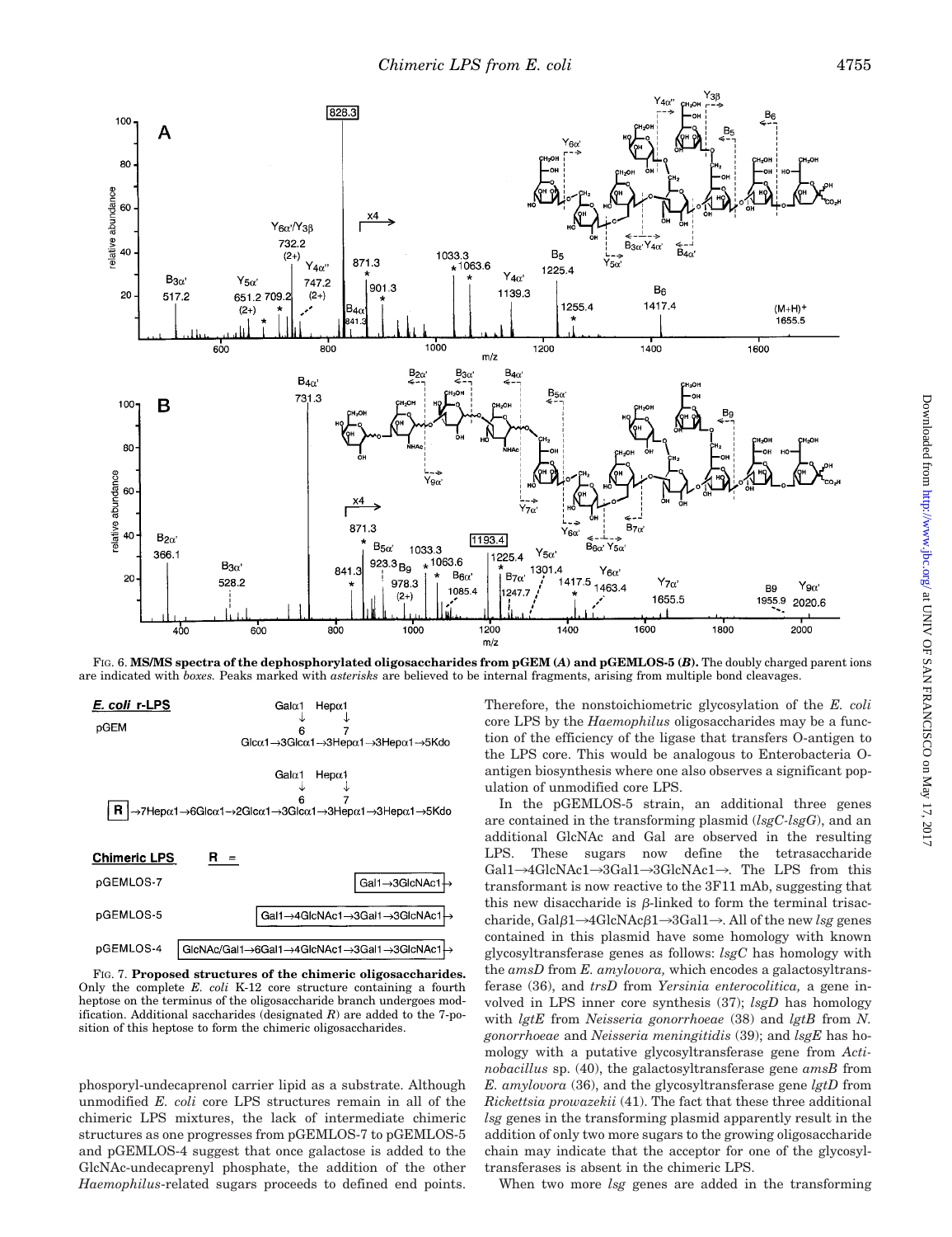FIG. 6. **MS/MS spectra of the dephosphorylated oligosaccharides from pGEM (*A*) and pGEMLOS-5 (*B*).** The doubly charged parent ions are indicated with *boxes*. Peaks marked with *asterisks* are believed to be internal fragments, arising from multiple bond cleavages.

**_E. coli_ r-LPS**

pGEM

Galα1 Hepα1
↓ ↓
6 7
Glcα1→3Glcα1→3Hepα1→3Hepα1→5Kdo

Galα1 Hepα1
↓ ↓
6 7
R →7Hepα1→6Glcα1→2Glcα1→3Glcα1→3Hepα1→3Hepα1→5Kdo

**Chimeric LPS** R =

pGEMLOS-7 Gal1→3GlcNAc1→

pGEMLOS-5 Gal1→4GlcNAc1→3Gal1→3GlcNAc1→

pGEMLOS-4 GlcNAc/Gal1→6Gal1→4GlcNAc1→3Gal1→3GlcNAc1→

FIG. 7. **Proposed structures of the chimeric oligosaccharides.** Only the complete *E. coli* K-12 core structure containing a fourth heptose on the terminus of the oligosaccharide branch undergoes modification. Additional saccharides (designated *R*) are added to the 7-position of this heptose to form the chimeric oligosaccharides.

phosphoryl-undecaprenol carrier lipid as a substrate. Although unmodified *E. coli* core LPS structures remain in all of the chimeric LPS mixtures, the lack of intermediate chimeric structures as one progresses from pGEMLOS-7 to pGEMLOS-5 and pGEMLOS-4 suggest that once galactose is added to the GlcNAc-undecaprenyl phosphate, the addition of the other *Haemophilus*-related sugars proceeds to defined end points. Therefore, the nonstoichiometric glycosylation of the *E. coli* core LPS by the *Haemophilus* oligosaccharides may be a function of the efficiency of the ligase that transfers O-antigen to the LPS core. This would be analogous to Enterobacteria O-antigen biosynthesis where one also observes a significant population of unmodified core LPS.

In the pGEMLOS-5 strain, an additional three genes are contained in the transforming plasmid (*lsgC-lsgG*), and an additional GlcNAc and Gal are observed in the resulting LPS. These sugars now define the tetrasaccharide Gal1→4GlcNAc1→3Gal1→3GlcNAc1→. The LPS from this transformant is now reactive to the 3F11 mAb, suggesting that this new disaccharide is β-linked to form the terminal trisaccharide, Galβ1→4GlcNAcβ1→3Gal1→. All of the new *lsg* genes contained in this plasmid have some homology with known glycosyltransferase genes as follows: *lsgC* has homology with the *amsD* from *E. amylovora,* which encodes a galactosyltransferase (36), and *trsD* from *Yersinia enterocolitica,* a gene involved in LPS inner core synthesis (37); *lsgD* has homology with *lgtE* from *Neisseria gonorrhoeae* (38) and *lgtB* from *N. gonorrhoeae* and *Neisseria meningitidis* (39); and *lsgE* has homology with a putative glycosyltransferase gene from *Actinobacillus* sp. (40), the galactosyltransferase gene *amsB* from *E. amylovora* (36), and the glycosyltransferase gene *lgtD* from *Rickettsia prowazekii* (41). The fact that these three additional *lsg* genes in the transforming plasmid apparently result in the addition of only two more sugars to the growing oligosaccharide chain may indicate that the acceptor for one of the glycosyltransferases is absent in the chimeric LPS.

When two more *lsg* genes are added in the transforming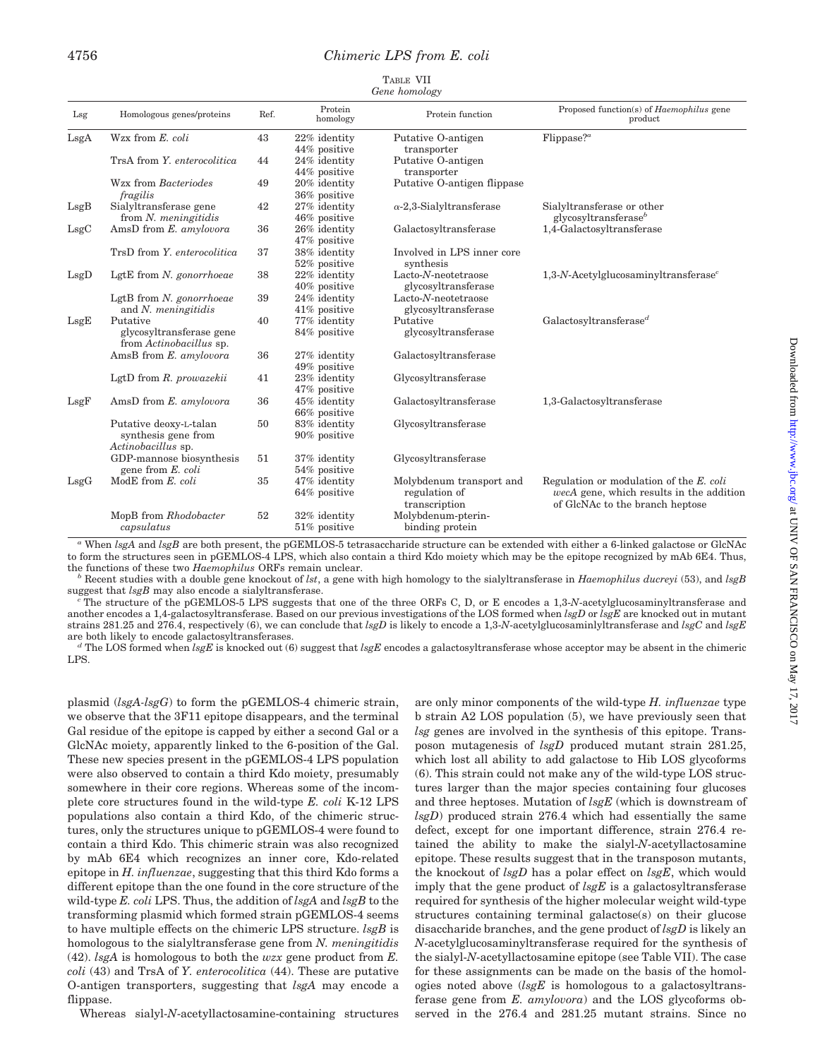TABLE VII

*Gene homology*

| Lsg | Homologous genes/proteins | Ref. | Protein homology | Protein function | Proposed function(s) of *Haemophilus* gene product |
|---|---|---|---|---|---|
| LsgA | Wzx from *E. coli* | 43 | 22% identity 44% positive | Putative O-antigen transporter | Flippase?[a] |
| | TrsA from *Y. enterocolitica* | 44 | 24% identity 44% positive | Putative O-antigen transporter | |
| | Wzx from *Bacteriodes fragilis* | 49 | 20% identity 36% positive | Putative O-antigen flippase | |
| LsgB | Sialyltransferase gene from *N. meningitidis* | 42 | 27% identity 46% positive | α-2,3-Sialyltransferase | Sialyltransferase or other glycosyltransferase[b] |
| LsgC | AmsD from *E. amylovora* | 36 | 26% identity 47% positive | Galactosyltransferase | 1,4-Galactosyltransferase |
| | TrsD from *Y. enterocolitica* | 37 | 38% identity 52% positive | Involved in LPS inner core synthesis | |
| LsgD | LgtE from *N. gonorrhoeae* | 38 | 22% identity 40% positive | Lacto-*N*-neotetraose glycosyltransferase | 1,3-*N*-Acetylglucosaminyltransferase[c] |
| | LgtB from *N. gonorrhoeae* and *N. meningitidis* | 39 | 24% identity 41% positive | Lacto-*N*-neotetraose glycosyltransferase | |
| LsgE | Putative glycosyltransferase gene from *Actinobacillus* sp. | 40 | 77% identity 84% positive | Putative glycosyltransferase | Galactosyltransferase[d] |
| | AmsB from *E. amylovora* | 36 | 27% identity 49% positive | Galactosyltransferase | |
| | LgtD from *R. prowazekii* | 41 | 23% identity 47% positive | Glycosyltransferase | |
| LsgF | AmsD from *E. amylovora* | 36 | 45% identity 66% positive | Galactosyltransferase | 1,3-Galactosyltransferase |
| | Putative deoxy-L-talan synthesis gene from *Actinobacillus* sp. | 50 | 83% identity 90% positive | Glycosyltransferase | |
| | GDP-mannose biosynthesis gene from *E. coli* | 51 | 37% identity 54% positive | Glycosyltransferase | |
| LsgG | ModE from *E. coli* | 35 | 47% identity 64% positive | Molybdenum transport and regulation of transcription | Regulation or modulation of the *E. coli* *wecA* gene, which results in the addition of GlcNAc to the branch heptose |
| | MopB from *Rhodobacter capsulatus* | 52 | 32% identity 51% positive | Molybdenum-pterin-binding protein | |

[a] When *lsgA* and *lsgB* are both present, the pGEMLOS-5 tetrasaccharide structure can be extended with either a 6-linked galactose or GlcNAc to form the structures seen in pGEMLOS-4 LPS, which also contain a third Kdo moiety which may be the epitope recognized by mAb 6E4. Thus, the functions of these two *Haemophilus* ORFs remain unclear.

[b] Recent studies with a double gene knockout of *lst*, a gene with high homology to the sialyltransferase in *Haemophilus ducreyi* (53), and *lsgB* suggest that *lsgB* may also encode a sialyltransferase.

[c] The structure of the pGEMLOS-5 LPS suggests that one of the three ORFs C, D, or E encodes a 1,3-*N*-acetylglucosaminyltransferase and another encodes a 1,4-galactosyltransferase. Based on our previous investigations of the LOS formed when *lsgD* or *lsgE* are knocked out in mutant strains 281.25 and 276.4, respectively (6), we can conclude that *lsgD* is likely to encode a 1,3-*N*-acetylglucosaminlyltransferase and *lsgC* and *lsgE* are both likely to encode galactosyltransferases.

[d] The LOS formed when *lsgE* is knocked out (6) suggest that *lsgE* encodes a galactosyltransferase whose acceptor may be absent in the chimeric LPS.

plasmid (*lsgA-lsgG*) to form the pGEMLOS-4 chimeric strain, we observe that the 3F11 epitope disappears, and the terminal Gal residue of the epitope is capped by either a second Gal or a GlcNAc moiety, apparently linked to the 6-position of the Gal. These new species present in the pGEMLOS-4 LPS population were also observed to contain a third Kdo moiety, presumably somewhere in their core regions. Whereas some of the incomplete core structures found in the wild-type *E. coli* K-12 LPS populations also contain a third Kdo, of the chimeric structures, only the structures unique to pGEMLOS-4 were found to contain a third Kdo. This chimeric strain was also recognized by mAb 6E4 which recognizes an inner core, Kdo-related epitope in *H. influenzae*, suggesting that this third Kdo forms a different epitope than the one found in the core structure of the wild-type *E. coli* LPS. Thus, the addition of *lsgA* and *lsgB* to the transforming plasmid which formed strain pGEMLOS-4 seems to have multiple effects on the chimeric LPS structure. *lsgB* is homologous to the sialyltransferase gene from *N. meningitidis* (42). *lsgA* is homologous to both the *wzx* gene product from *E. coli* (43) and TrsA of *Y. enterocolitica* (44). These are putative O-antigen transporters, suggesting that *lsgA* may encode a flippase.

Whereas sialyl-*N*-acetyllactosamine-containing structures are only minor components of the wild-type *H. influenzae* type b strain A2 LOS population (5), we have previously seen that *lsg* genes are involved in the synthesis of this epitope. Transposon mutagenesis of *lsgD* produced mutant strain 281.25, which lost all ability to add galactose to Hib LOS glycoforms (6). This strain could not make any of the wild-type LOS structures larger than the major species containing four glucoses and three heptoses. Mutation of *lsgE* (which is downstream of *lsgD*) produced strain 276.4 which had essentially the same defect, except for one important difference, strain 276.4 retained the ability to make the sialyl-*N*-acetyllactosamine epitope. These results suggest that in the transposon mutants, the knockout of *lsgD* has a polar effect on *lsgE*, which would imply that the gene product of *lsgE* is a galactosyltransferase required for synthesis of the higher molecular weight wild-type structures containing terminal galactose(s) on their glucose disaccharide branches, and the gene product of *lsgD* is likely an *N*-acetylglucosaminyltransferase required for the synthesis of the sialyl-*N*-acetyllactosamine epitope (see Table VII). The case for these assignments can be made on the basis of the homologies noted above (*lsgE* is homologous to a galactosyltransferase gene from *E. amylovora*) and the LOS glycoforms observed in the 276.4 and 281.25 mutant strains. Since no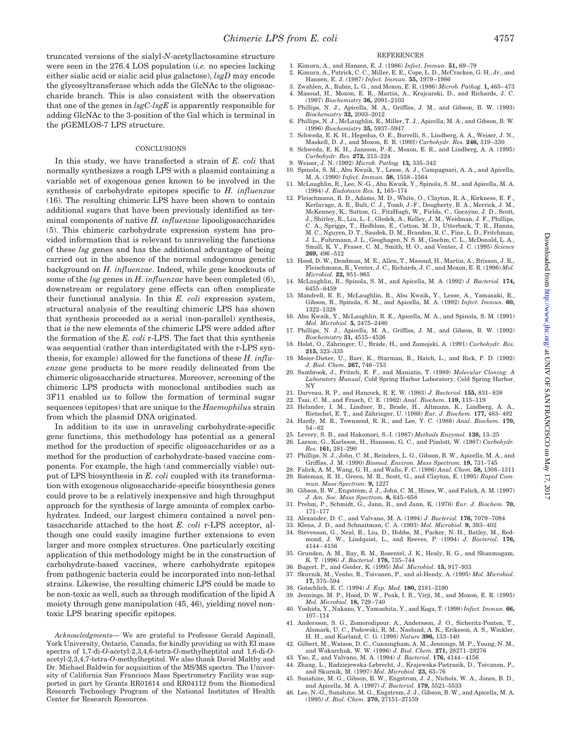truncated versions of the sialyl-*N*-acetyllactosamine structure were seen in the 276.4 LOS population (*i.e.* no species lacking either sialic acid or sialic acid plus galactose), *lsgD* may encode the glycosyltransferase which adds the GlcNAc to the oligosaccharide branch. This is also consistent with the observation that one of the genes in *lsgC-lsgE* is apparently responsible for adding GlcNAc to the 3-position of the Gal which is terminal in the pGEMLOS-7 LPS structure.

## CONCLUSIONS

In this study, we have transfected a strain of *E. coli* that normally synthesizes a rough LPS with a plasmid containing a variable set of exogenous genes known to be involved in the synthesis of carbohydrate epitopes specific to *H. influenzae* (16). The resulting chimeric LPS have been shown to contain additional sugars that have been previously identified as terminal components of native *H. influenzae* lipooligosaccharides (5). This chimeric carbohydrate expression system has provided information that is relevant to unraveling the functions of these *lsg* genes and has the additional advantage of being carried out in the absence of the normal endogenous genetic background on *H. influenzae*. Indeed, while gene knockouts of some of the *lsg* genes in *H. influenzae* have been completed (6), downstream or regulatory gene effects can often complicate their functional analysis. In this *E. coli* expression system, structural analysis of the resulting chimeric LPS has shown that synthesis proceeded as a serial (non-parallel) synthesis, that is the new elements of the chimeric LPS were added after the formation of the *E. coli* r-LPS. The fact that this synthesis was sequential (rather than interdigitated with the r-LPS synthesis, for example) allowed for the functions of these *H. influenzae* gene products to be more readily delineated from the chimeric oligosaccharide structures. Moreover, screening of the chimeric LPS products with monoclonal antibodies such as 3F11 enabled us to follow the formation of terminal sugar sequences (epitopes) that are unique to the *Haemophilus* strain from which the plasmid DNA originated.

In addition to its use in unraveling carbohydrate-specific gene functions, this methodology has potential as a general method for the production of specific oligosaccharides or as a method for the production of carbohydrate-based vaccine components. For example, the high (and commercially viable) output of LPS biosynthesis in *E. coli* coupled with its transformation with exogenous oligosaccharide-specific biosynthesis genes could prove to be a relatively inexpensive and high throughput approach for the synthesis of large amounts of complex carbohydrates. Indeed, our largest chimera contained a novel pentasaccharide attached to the host *E. coli* r-LPS acceptor, although one could easily imagine further extensions to even larger and more complex structures. One particularly exciting application of this methodology might be in the construction of carbohydrate-based vaccines, where carbohydrate epitopes from pathogenic bacteria could be incorporated into non-lethal strains. Likewise, the resulting chimeric LPS could be made to be non-toxic as well, such as through modification of the lipid A moiety through gene manipulation (45, 46), yielding novel non-toxic LPS bearing specific epitopes.

*Acknowledgments*— We are grateful to Professor Gerald Aspinall, York University, Ontario, Canada, for kindly providing us with EI mass spectra of 1,7-di-*O*-acetyl-2,3,4,6-tetra-*O*-methylheptitol and 1,6-di-*O*-acetyl-2,3,4,7-tetra-*O*-methylheptitol. We also thank David Maltby and Dr. Michael Baldwin for acquisition of the MS/MS spectra. The University of California San Francisco Mass Spectrometry Facility was supported in part by Grants RR01614 and RR04112 from the Biomedical Research Technology Program of the National Institutes of Health Center for Research Resources.

## REFERENCES

1. Kimura, A., and Hansen, E. J. (1986) *Infect. Immun.* **51,** 69–79
2. Kimura, A., Patrick, C. C., Miller, E. E., Cope, L. D., McCracken, G. H., Jr., and Hansen, E. J. (1987) *Infect. Immun.* **55,** 1979–1986
3. Zwahlen, A., Rubin, L. G., and Moxon, E. R. (1986) *Microb. Pathog.* **1,** 465–473
4. Masoud, H., Moxon, E. R., Martin, A., Krajcarski, D., and Richards, J. C. (1997) *Biochemistry* **36,** 2091–2103
5. Phillips, N. J., Apicella, M. A., Griffiss, J. M., and Gibson, B. W. (1993) *Biochemistry* **32,** 2003–2012
6. Phillips, N. J., McLaughlin, R., Miller, T. J., Apicella, M. A., and Gibson, B. W. (1996) *Biochemistry* **35,** 5937–5947
7. Schweda, E. K. H., Hegedus, O. E., Borrelli, S., Lindberg, A. A., Weiser, J. N., Maskell, D. J., and Moxon, E. R. (1993) *Carbohydr. Res.* **246,** 319–330
8. Schweda, E. K. H., Jansson, P.-E., Moxon, E. R., and Lindberg, A. A. (1995) *Carbohydr. Res.* **272,** 213–224
9. Weiser, J. N. (1992) *Microb. Pathog.* **13,** 335–342
10. Spinola, S. M., Abu Kwaik, Y., Lesse, A. J., Campagnari, A. A., and Apicella, M. A. (1990) *Infect. Immun.* **58,** 1558–1564
11. McLaughlin, R., Lee, N.-G., Abu Kwaik, Y., Spinola, S. M., and Apicella, M. A. (1994) *J. Endotoxin Res.* **1,** 165–174
12. Fleischmann, R. D., Adams, M. D., White, O., Clayton, R. A., Kirkness, E. F., Kerlavage, A. R., Bult, C. J., Tomb, J.-F., Dougherty, B. A., Merrick, J. M., McKenney, K., Sutton, G., FitzHugh, W., Fields, C., Gocayne, J. D., Scott, J., Shirley, R., Liu, L.-I., Glodek, A., Kelley, J. M., Weidman, J. F., Phillips, C. A., Spriggs, T., Hedblom, E., Cotton, M. D., Utterback, T. R., Hanna, M. C., Nguyen, D. T., Saudek, D. M., Brandon, R. C., Fine, L. D., Fritchman, J. L., Fuhrmann, J. L., Geoghagen, N. S. M., Gnehm, C. L., McDonald, L. A., Small, K. V., Fraser, C. M., Smith, H. O., and Venter, J. C. (1995) *Science* **269,** 496–512
13. Hood, D. W., Deadman, M. E., Allen, T., Masoud, H., Martin, A., Brisson, J. R., Fleischmann, R., Venter, J. C., Richards, J. C., and Moxon, E. R. (1996) *Mol. Microbiol.* **22,** 951–965
14. McLaughlin, R., Spinola, S. M., and Apicella, M. A. (1992) *J. Bacteriol.* **174,** 6455–6459
15. Mandrell, R. E., McLaughlin, R., Abu Kwaik, Y., Lesse, A., Yamasaki, R., Gibson, B., Spinola, S. M., and Apicella, M. A. (1992) *Infect. Immun.* **60,** 1322–1328
16. Abu Kwaik, Y., McLaughlin, R. E., Apicella, M. A., and Spinola, S. M. (1991) *Mol. Microbiol.* **5,** 2475–2480
17. Phillips, N. J., Apicella, M. A., Griffiss, J. M., and Gibson, B. W. (1992) *Biochemistry* **31,** 4515–4526
18. Holst, O., Zähringer, U., Brade, H., and Zamojski, A. (1991) *Carbohydr. Res.* **215,** 323–335
19. Meier-Dieter, U., Barr, K., Starman, R., Hatch, L., and Rick, P. D. (1992) *J. Biol. Chem.* **267,** 746–753
20. Sambrook, J., Fritsch, E. F., and Maniatis, T. (1989) *Molecular Cloning: A Laboratory Manual*, Cold Spring Harbor Laboratory, Cold Spring Harbor, NY
21. Darveau, R. P., and Hancock, R. E. W. (1983) *J. Bacteriol.* **155,** 831–838
22. Tsai, C. M., and Frasch, C. E. (1982) *Anal. Biochem.* **119,** 115–119
23. Helander, I. M., Lindner, B., Brade, H., Altmann, K., Lindberg, A. A., Rietschel, E. T., and Zähringer, U. (1988) *Eur. J. Biochem.* **177,** 483–492
24. Hardy, M. R., Townsend, R. R., and Lee, Y. C. (1988) *Anal. Biochem.* **170,** 54–62
25. Levery, S. B., and Hakomori, S.-I. (1987) *Methods Enzymol.* **138,** 13–25
26. Larson, G., Karlsson, H., Hansson, G. C., and Pimlott, W. (1987) *Carbohydr. Res.* **161,** 281–290
27. Phillips, N. J., John, C. M., Reinders, L. G., Gibson, B. W., Apicella, M. A., and Griffiss, J. M. (1990) *Biomed. Environ. Mass Spectrom.* **19,** 731–745
28. Falick, A. M., Wang, G. H., and Walls, F. C. (1986) *Anal. Chem.* **58,** 1308–1311
29. Bateman, R. H., Green, M. R., Scott, G., and Clayton, E. (1995) *Rapid Commun. Mass Spectrom.* **9,** 1227
30. Gibson, B. W., Engstrom, J. J., John, C. M., Hines, W., and Falick, A. M. (1997) *J. Am. Soc. Mass Spectrom.* **8,** 645–658
31. Prehm, P., Schmidt, G., Jann, B., and Jann, K. (1976) *Eur. J. Biochem.* **70,** 171–177
32. Alexander, D. C., and Valvano, M. A. (1994) *J. Bacteriol.* **176,** 7079–7084
33. Klena, J. D., and Schnaitman, C. A. (1993) *Mol. Microbiol.* **9,** 393–402
34. Stevenson, G., Neal, B., Liu, D., Hobbs, M., Packer, N. H., Batley, M., Redmond, J. W., Lindquist, L., and Reeves, P. (1994) *J. Bacteriol.* **176,** 4144–4156
35. Grunden, A. M., Ray, R. M., Rosentel, J. K., Healy, R. G., and Shanmugam, K. T. (1996) *J. Bacteriol.* **178,** 735–744
36. Bugert, P., and Geider, K. (1995) *Mol. Microbiol.* **15,** 917–933
37. Skurnik, M., Venho, R., Toivanen, P., and al-Hendy, A. (1995) *Mol. Microbiol.* **17,** 575–594
38. Gotschlich, E. C. (1994) *J. Exp. Med.* **180,** 2181–2190
39. Jennings, M. P., Hood, D. W., Peak, I. R., Virji, M., and Moxon, E. R. (1995) *Mol. Microbiol.* **18,** 729–740
40. Yoshida, Y., Nakano, Y., Yamashita, Y., and Koga, T. (1998) *Infect. Immun.* **66,** 107–114
41. Andersson, S. G., Zomorodipour, A., Andersson, J. O., Sicheritz-Ponten, T., Alsmark, U. C., Podowski, R. M., Naslund, A. K., Eriksson, A. S., Winkler, H. H., and Kurland, C. G. (1998) *Nature* **396,** 133–140
42. Gilbert, M., Watson, D. C., Cunningham, A. M., Jennings, M. P., Young, N. M., and Wakarchuk, W. W. (1996) *J. Biol. Chem.* **271,** 28271–28276
43. Yao, Z., and Valvano, M. A. (1994) *J. Bacteriol.* **176,** 4144–4156
44. Zhang, L., Radziejewska-Lebrecht, J., Krajewska-Pietrasik, D., Toivanen, P., and Skurnik, M. (1997) *Mol. Microbiol.* **23,** 63–76
45. Sunshine, M. G., Gibson, B. W., Engstrom, J. J., Nichols, W. A., Jones, B. D., and Apicella, M. A. (1997) *J. Bacteriol.* **179,** 5521–5533
46. Lee, N.-G., Sunshine, M. G., Engstrom, J. J., Gibson, B. W., and Apicella, M. A. (1995) *J. Biol. Chem.* **270,** 27151–27159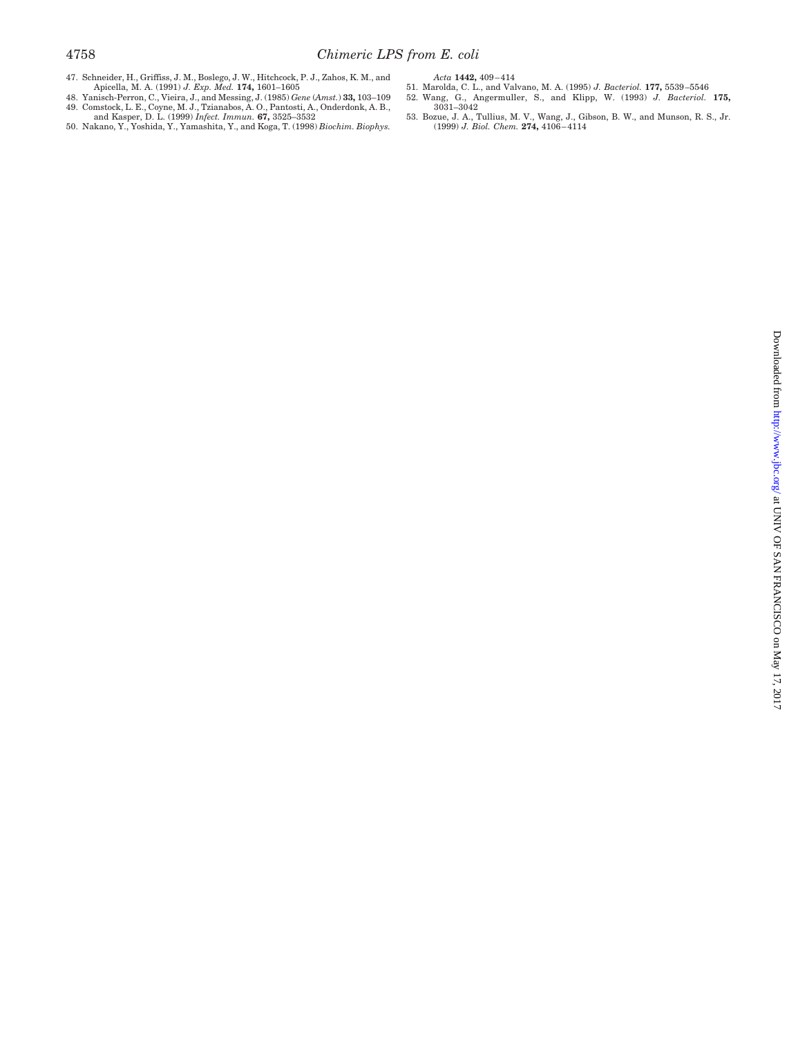47. Schneider, H., Griffiss, J. M., Boslego, J. W., Hitchcock, P. J., Zahos, K. M., and Apicella, M. A. (1991) *J. Exp. Med.* **174,** 1601–1605
48. Yanisch-Perron, C., Vieira, J., and Messing, J. (1985) *Gene* (*Amst.*) **33,** 103–109
49. Comstock, L. E., Coyne, M. J., Tzianabos, A. O., Pantosti, A., Onderdonk, A. B., and Kasper, D. L. (1999) *Infect. Immun.* **67,** 3525–3532
50. Nakano, Y., Yoshida, Y., Yamashita, Y., and Koga, T. (1998) *Biochim. Biophys. Acta* **1442,** 409–414
51. Marolda, C. L., and Valvano, M. A. (1995) *J. Bacteriol.* **177,** 5539–5546
52. Wang, G., Angermuller, S., and Klipp, W. (1993) *J. Bacteriol.* **175,** 3031–3042
53. Bozue, J. A., Tullius, M. V., Wang, J., Gibson, B. W., and Munson, R. S., Jr. (1999) *J. Biol. Chem.* **274,** 4106–4114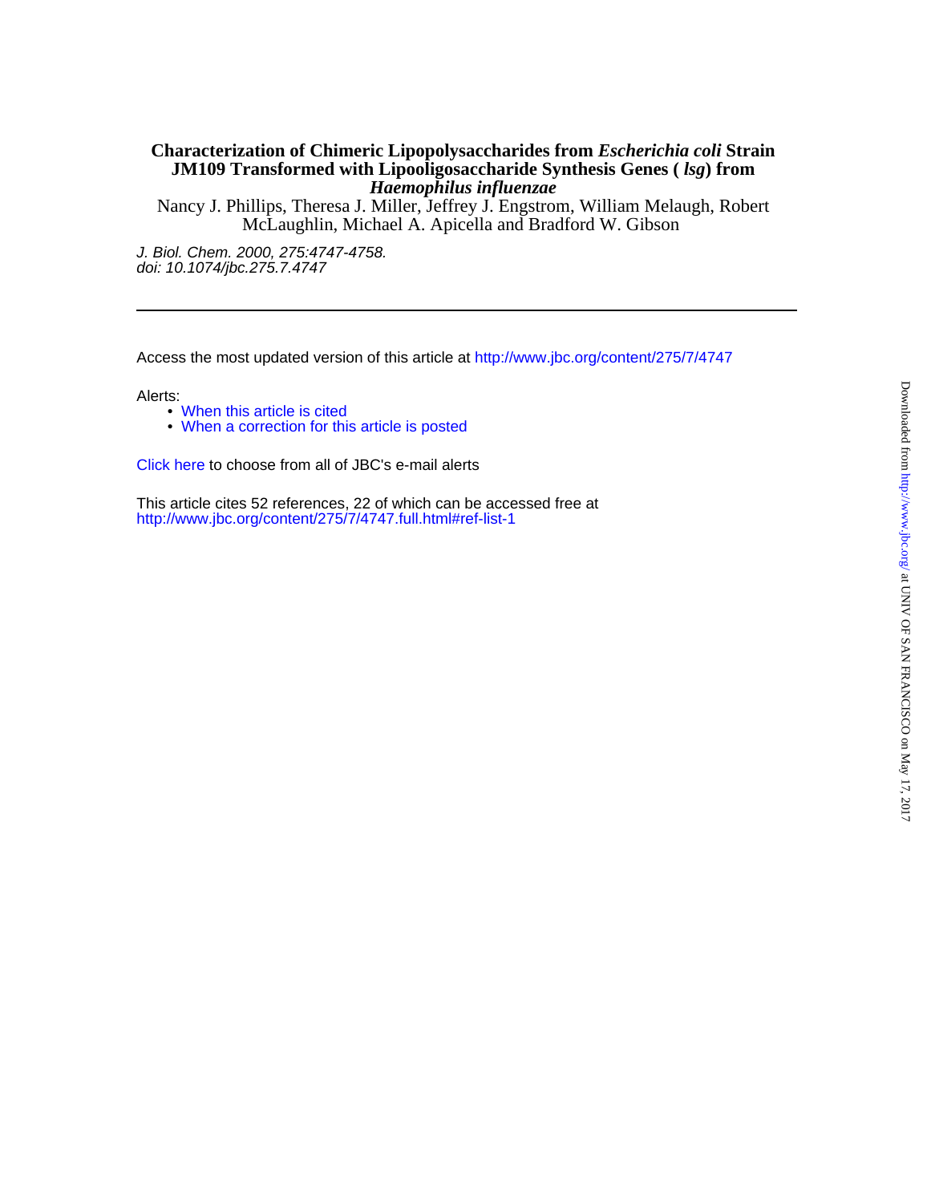# Characterization of Chimeric Lipopolysaccharides from *Escherichia coli* Strain JM109 Transformed with Lipooligosaccharide Synthesis Genes ( *lsg*) from *Haemophilus influenzae*

Nancy J. Phillips, Theresa J. Miller, Jeffrey J. Engstrom, William Melaugh, Robert McLaughlin, Michael A. Apicella and Bradford W. Gibson

*J. Biol. Chem. 2000, 275:4747-4758.*
*doi: 10.1074/jbc.275.7.4747*

---

Access the most updated version of this article at http://www.jbc.org/content/275/7/4747

Alerts:

- When this article is cited
- When a correction for this article is posted

Click here to choose from all of JBC's e-mail alerts

This article cites 52 references, 22 of which can be accessed free at http://www.jbc.org/content/275/7/4747.full.html#ref-list-1

Downloaded from http://www.jbc.org/ at UNIV OF SAN FRANCISCO on May 17, 2017